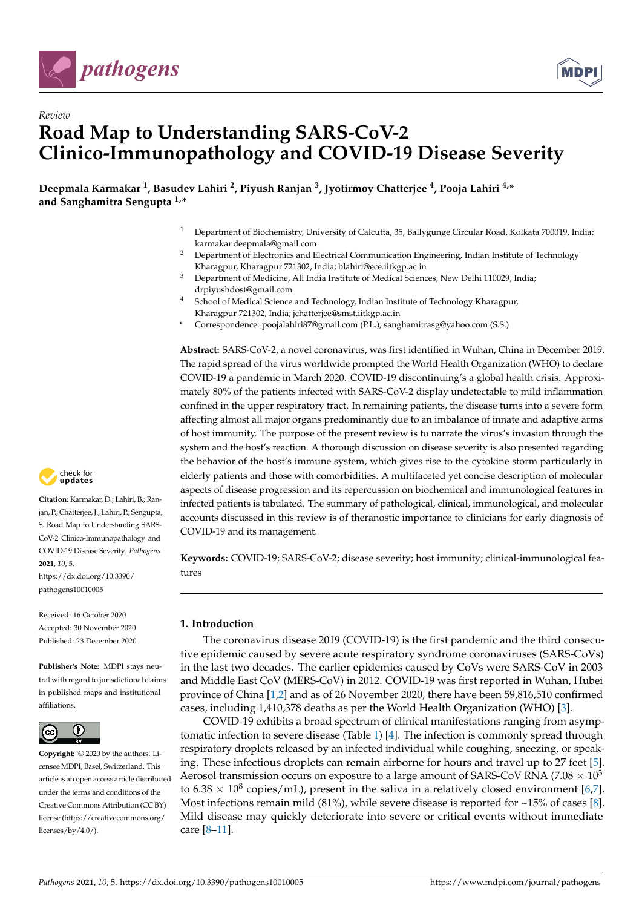*Review*

# Road Map to Understanding SARS-CoV-2 Clinico-Immunopathology and COVID-19 Disease Severity

**Deepmala Karmakar [1], Basudev Lahiri [2], Piyush Ranjan [3], Jyotirmoy Chatterjee [4], Pooja Lahiri [4,*] and Sanghamitra Sengupta [1,*]**

1 Department of Biochemistry, University of Calcutta, 35, Ballygunge Circular Road, Kolkata 700019, India; karmakar.deepmala@gmail.com
2 Department of Electronics and Electrical Communication Engineering, Indian Institute of Technology Kharagpur, Kharagpur 721302, India; blahiri@ece.iitkgp.ac.in
3 Department of Medicine, All India Institute of Medical Sciences, New Delhi 110029, India; drpiyushdost@gmail.com
4 School of Medical Science and Technology, Indian Institute of Technology Kharagpur, Kharagpur 721302, India; jchatterjee@smst.iitkgp.ac.in
* Correspondence: poojalahiri87@gmail.com (P.L.); sanghamitrasg@yahoo.com (S.S.)

**Abstract:** SARS-CoV-2, a novel coronavirus, was first identified in Wuhan, China in December 2019. The rapid spread of the virus worldwide prompted the World Health Organization (WHO) to declare COVID-19 a pandemic in March 2020. COVID-19 discontinuing's a global health crisis. Approximately 80% of the patients infected with SARS-CoV-2 display undetectable to mild inflammation confined in the upper respiratory tract. In remaining patients, the disease turns into a severe form affecting almost all major organs predominantly due to an imbalance of innate and adaptive arms of host immunity. The purpose of the present review is to narrate the virus's invasion through the system and the host's reaction. A thorough discussion on disease severity is also presented regarding the behavior of the host's immune system, which gives rise to the cytokine storm particularly in elderly patients and those with comorbidities. A multifaceted yet concise description of molecular aspects of disease progression and its repercussion on biochemical and immunological features in infected patients is tabulated. The summary of pathological, clinical, immunological, and molecular accounts discussed in this review is of theranostic importance to clinicians for early diagnosis of COVID-19 and its management.

**Keywords:** COVID-19; SARS-CoV-2; disease severity; host immunity; clinical-immunological features

**Citation:** Karmakar, D.; Lahiri, B.; Ranjan, P.; Chatterjee, J.; Lahiri, P.; Sengupta, S. Road Map to Understanding SARS-CoV-2 Clinico-Immunopathology and COVID-19 Disease Severity. *Pathogens* **2021**, *10*, 5. https://dx.doi.org/10.3390/pathogens10010005

Received: 16 October 2020
Accepted: 30 November 2020
Published: 23 December 2020

**Publisher's Note:** MDPI stays neutral with regard to jurisdictional claims in published maps and institutional affiliations.

**Copyright:** © 2020 by the authors. Licensee MDPI, Basel, Switzerland. This article is an open access article distributed under the terms and conditions of the Creative Commons Attribution (CC BY) license (https://creativecommons.org/licenses/by/4.0/).

## 1. Introduction

The coronavirus disease 2019 (COVID-19) is the first pandemic and the third consecutive epidemic caused by severe acute respiratory syndrome coronaviruses (SARS-CoVs) in the last two decades. The earlier epidemics caused by CoVs were SARS-CoV in 2003 and Middle East CoV (MERS-CoV) in 2012. COVID-19 was first reported in Wuhan, Hubei province of China [1,2] and as of 26 November 2020, there have been 59,816,510 confirmed cases, including 1,410,378 deaths as per the World Health Organization (WHO) [3].

COVID-19 exhibits a broad spectrum of clinical manifestations ranging from asymptomatic infection to severe disease (Table 1) [4]. The infection is commonly spread through respiratory droplets released by an infected individual while coughing, sneezing, or speaking. These infectious droplets can remain airborne for hours and travel up to 27 feet [5]. Aerosol transmission occurs on exposure to a large amount of SARS-CoV RNA ($7.08 \times 10^3$ to $6.38 \times 10^8$ copies/mL), present in the saliva in a relatively closed environment [6,7]. Most infections remain mild (81%), while severe disease is reported for ~15% of cases [8]. Mild disease may quickly deteriorate into severe or critical events without immediate care [8–11].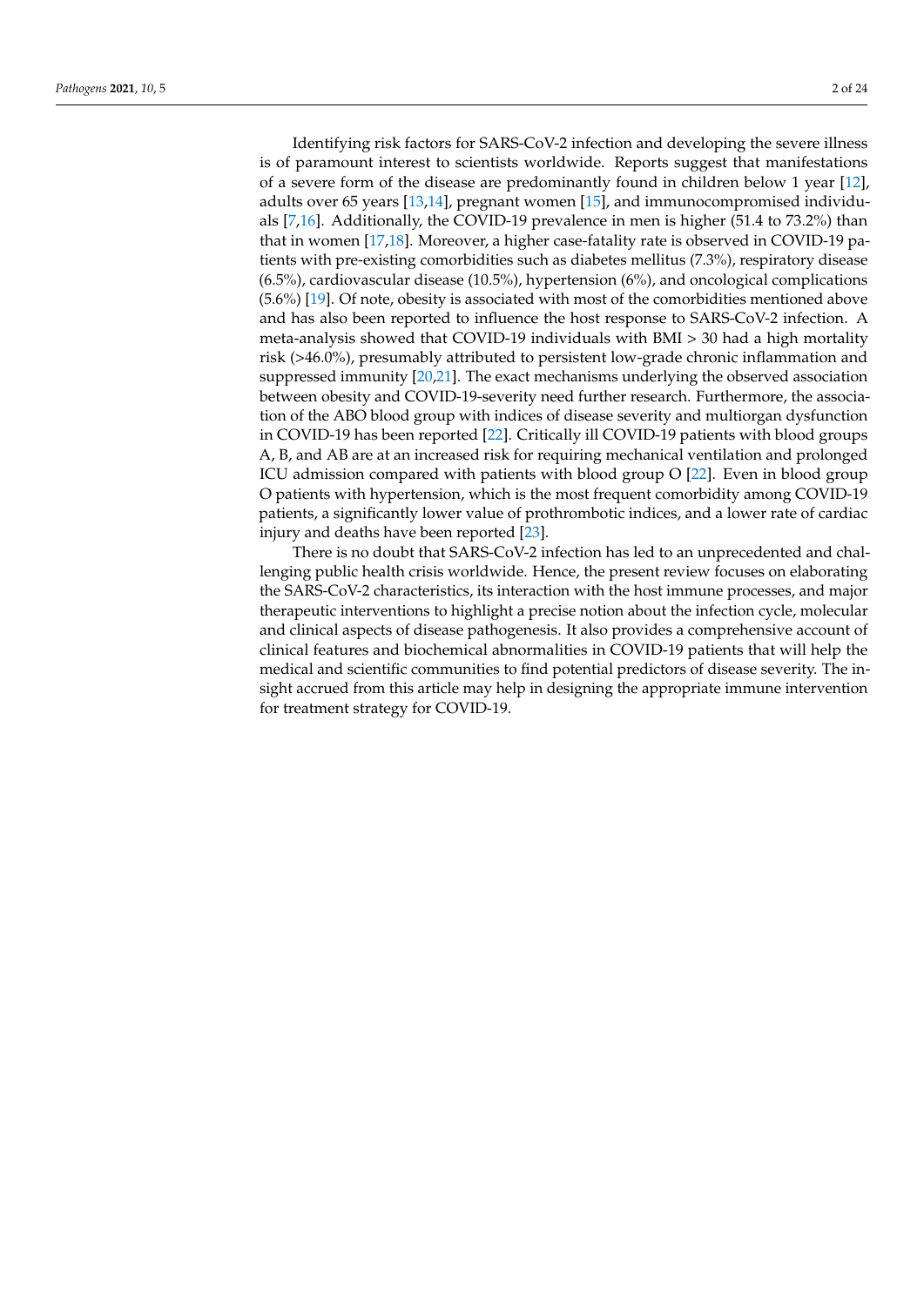Identifying risk factors for SARS-CoV-2 infection and developing the severe illness is of paramount interest to scientists worldwide. Reports suggest that manifestations of a severe form of the disease are predominantly found in children below 1 year [12], adults over 65 years [13,14], pregnant women [15], and immunocompromised individuals [7,16]. Additionally, the COVID-19 prevalence in men is higher (51.4 to 73.2%) than that in women [17,18]. Moreover, a higher case-fatality rate is observed in COVID-19 patients with pre-existing comorbidities such as diabetes mellitus (7.3%), respiratory disease (6.5%), cardiovascular disease (10.5%), hypertension (6%), and oncological complications (5.6%) [19]. Of note, obesity is associated with most of the comorbidities mentioned above and has also been reported to influence the host response to SARS-CoV-2 infection. A meta-analysis showed that COVID-19 individuals with BMI > 30 had a high mortality risk (>46.0%), presumably attributed to persistent low-grade chronic inflammation and suppressed immunity [20,21]. The exact mechanisms underlying the observed association between obesity and COVID-19-severity need further research. Furthermore, the association of the ABO blood group with indices of disease severity and multiorgan dysfunction in COVID-19 has been reported [22]. Critically ill COVID-19 patients with blood groups A, B, and AB are at an increased risk for requiring mechanical ventilation and prolonged ICU admission compared with patients with blood group O [22]. Even in blood group O patients with hypertension, which is the most frequent comorbidity among COVID-19 patients, a significantly lower value of prothrombotic indices, and a lower rate of cardiac injury and deaths have been reported [23].

There is no doubt that SARS-CoV-2 infection has led to an unprecedented and challenging public health crisis worldwide. Hence, the present review focuses on elaborating the SARS-CoV-2 characteristics, its interaction with the host immune processes, and major therapeutic interventions to highlight a precise notion about the infection cycle, molecular and clinical aspects of disease pathogenesis. It also provides a comprehensive account of clinical features and biochemical abnormalities in COVID-19 patients that will help the medical and scientific communities to find potential predictors of disease severity. The insight accrued from this article may help in designing the appropriate immune intervention for treatment strategy for COVID-19.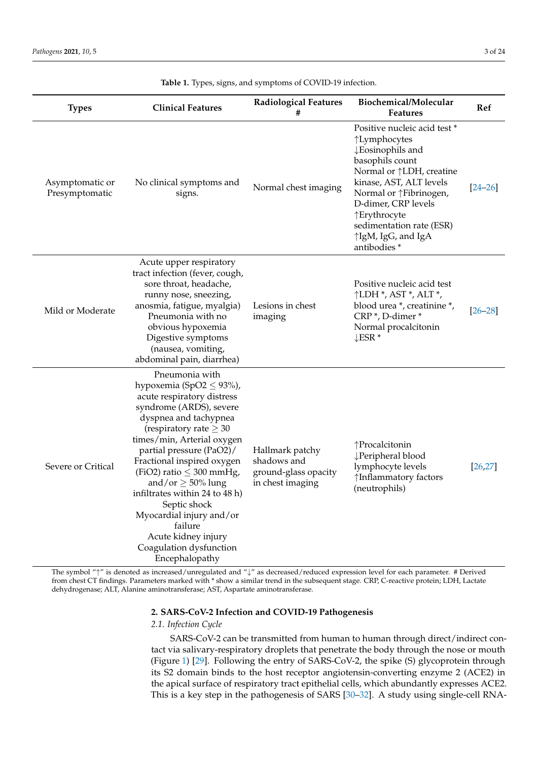**Table 1.** Types, signs, and symptoms of COVID-19 infection.

| Types | Clinical Features | Radiological Features # | Biochemical/Molecular Features | Ref |
|---|---|---|---|---|
| Asymptomatic or Presymptomatic | No clinical symptoms and signs. | Normal chest imaging | Positive nucleic acid test * ↑Lymphocytes ↓Eosinophils and basophils count Normal or ↑LDH, creatine kinase, AST, ALT levels Normal or ↑Fibrinogen, D-dimer, CRP levels ↑Erythrocyte sedimentation rate (ESR) ↑IgM, IgG, and IgA antibodies * | [24–26] |
| Mild or Moderate | Acute upper respiratory tract infection (fever, cough, sore throat, headache, runny nose, sneezing, anosmia, fatigue, myalgia) Pneumonia with no obvious hypoxemia Digestive symptoms (nausea, vomiting, abdominal pain, diarrhea) | Lesions in chest imaging | Positive nucleic acid test ↑LDH *, AST *, ALT *, blood urea *, creatinine *, CRP *, D-dimer * Normal procalcitonin ↓ESR * | [26–28] |
| Severe or Critical | Pneumonia with hypoxemia ($SpO2 \leq 93\%$), acute respiratory distress syndrome (ARDS), severe dyspnea and tachypnea (respiratory rate $\geq 30$ times/min, Arterial oxygen partial pressure (PaO2)/ Fractional inspired oxygen (FiO2) ratio $\leq 300$ mmHg, and/or $\geq 50\%$ lung infiltrates within 24 to 48 h) Septic shock Myocardial injury and/or failure Acute kidney injury Coagulation dysfunction Encephalopathy | Hallmark patchy shadows and ground-glass opacity in chest imaging | ↑Procalcitonin ↓Peripheral blood lymphocyte levels ↑Inflammatory factors (neutrophils) | [26,27] |

The symbol "↑" is denoted as increased/unregulated and "↓" as decreased/reduced expression level for each parameter. # Derived from chest CT findings. Parameters marked with * show a similar trend in the subsequent stage. CRP, C-reactive protein; LDH, Lactate dehydrogenase; ALT, Alanine aminotransferase; AST, Aspartate aminotransferase.

## 2. SARS-CoV-2 Infection and COVID-19 Pathogenesis

### 2.1. Infection Cycle

SARS-CoV-2 can be transmitted from human to human through direct/indirect contact via salivary-respiratory droplets that penetrate the body through the nose or mouth (Figure 1) [29]. Following the entry of SARS-CoV-2, the spike (S) glycoprotein through its S2 domain binds to the host receptor angiotensin-converting enzyme 2 (ACE2) in the apical surface of respiratory tract epithelial cells, which abundantly expresses ACE2. This is a key step in the pathogenesis of SARS [30–32]. A study using single-cell RNA-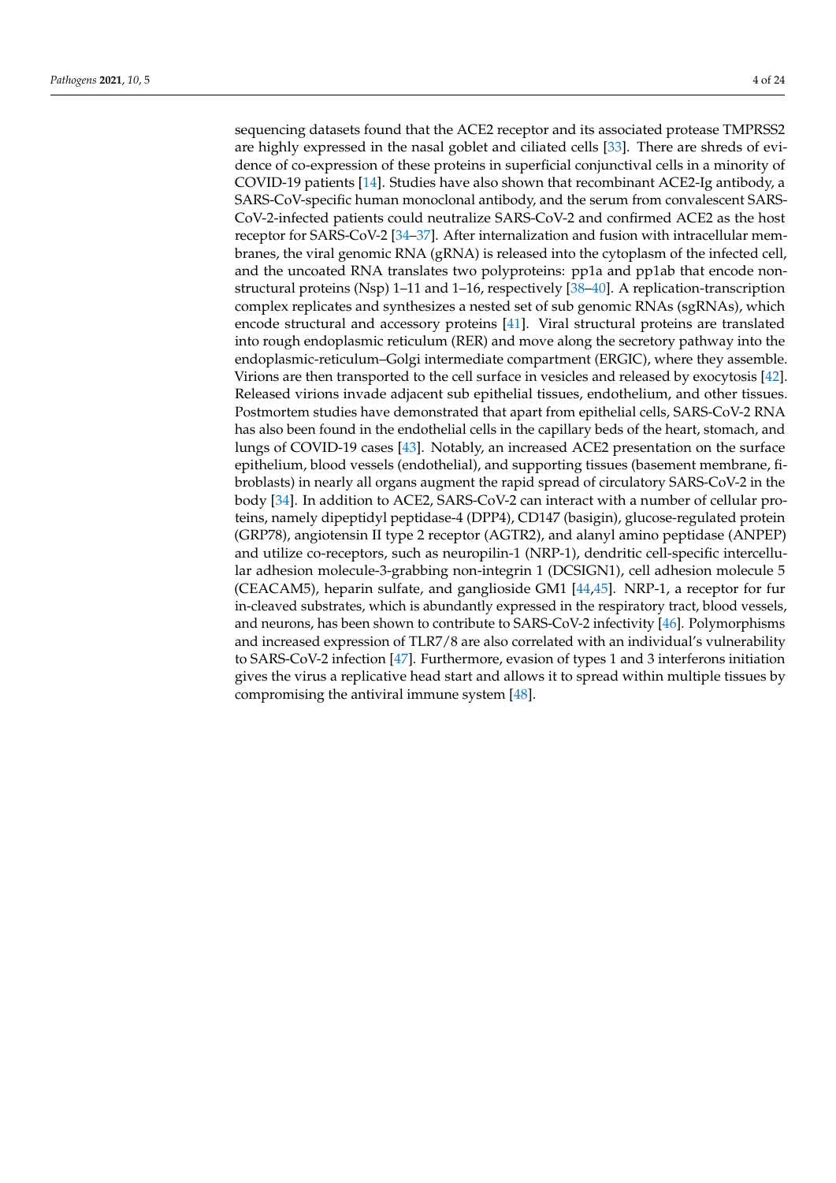sequencing datasets found that the ACE2 receptor and its associated protease TMPRSS2 are highly expressed in the nasal goblet and ciliated cells [33]. There are shreds of evidence of co-expression of these proteins in superficial conjunctival cells in a minority of COVID-19 patients [14]. Studies have also shown that recombinant ACE2-Ig antibody, a SARS-CoV-specific human monoclonal antibody, and the serum from convalescent SARS-CoV-2-infected patients could neutralize SARS-CoV-2 and confirmed ACE2 as the host receptor for SARS-CoV-2 [34–37]. After internalization and fusion with intracellular membranes, the viral genomic RNA (gRNA) is released into the cytoplasm of the infected cell, and the uncoated RNA translates two polyproteins: pp1a and pp1ab that encode non-structural proteins (Nsp) 1–11 and 1–16, respectively [38–40]. A replication-transcription complex replicates and synthesizes a nested set of sub genomic RNAs (sgRNAs), which encode structural and accessory proteins [41]. Viral structural proteins are translated into rough endoplasmic reticulum (RER) and move along the secretory pathway into the endoplasmic-reticulum–Golgi intermediate compartment (ERGIC), where they assemble. Virions are then transported to the cell surface in vesicles and released by exocytosis [42]. Released virions invade adjacent sub epithelial tissues, endothelium, and other tissues. Postmortem studies have demonstrated that apart from epithelial cells, SARS-CoV-2 RNA has also been found in the endothelial cells in the capillary beds of the heart, stomach, and lungs of COVID-19 cases [43]. Notably, an increased ACE2 presentation on the surface epithelium, blood vessels (endothelial), and supporting tissues (basement membrane, fibroblasts) in nearly all organs augment the rapid spread of circulatory SARS-CoV-2 in the body [34]. In addition to ACE2, SARS-CoV-2 can interact with a number of cellular proteins, namely dipeptidyl peptidase-4 (DPP4), CD147 (basigin), glucose-regulated protein (GRP78), angiotensin II type 2 receptor (AGTR2), and alanyl amino peptidase (ANPEP) and utilize co-receptors, such as neuropilin-1 (NRP-1), dendritic cell-specific intercellular adhesion molecule-3-grabbing non-integrin 1 (DCSIGN1), cell adhesion molecule 5 (CEACAM5), heparin sulfate, and ganglioside GM1 [44,45]. NRP-1, a receptor for furin-cleaved substrates, which is abundantly expressed in the respiratory tract, blood vessels, and neurons, has been shown to contribute to SARS-CoV-2 infectivity [46]. Polymorphisms and increased expression of TLR7/8 are also correlated with an individual's vulnerability to SARS-CoV-2 infection [47]. Furthermore, evasion of types 1 and 3 interferons initiation gives the virus a replicative head start and allows it to spread within multiple tissues by compromising the antiviral immune system [48].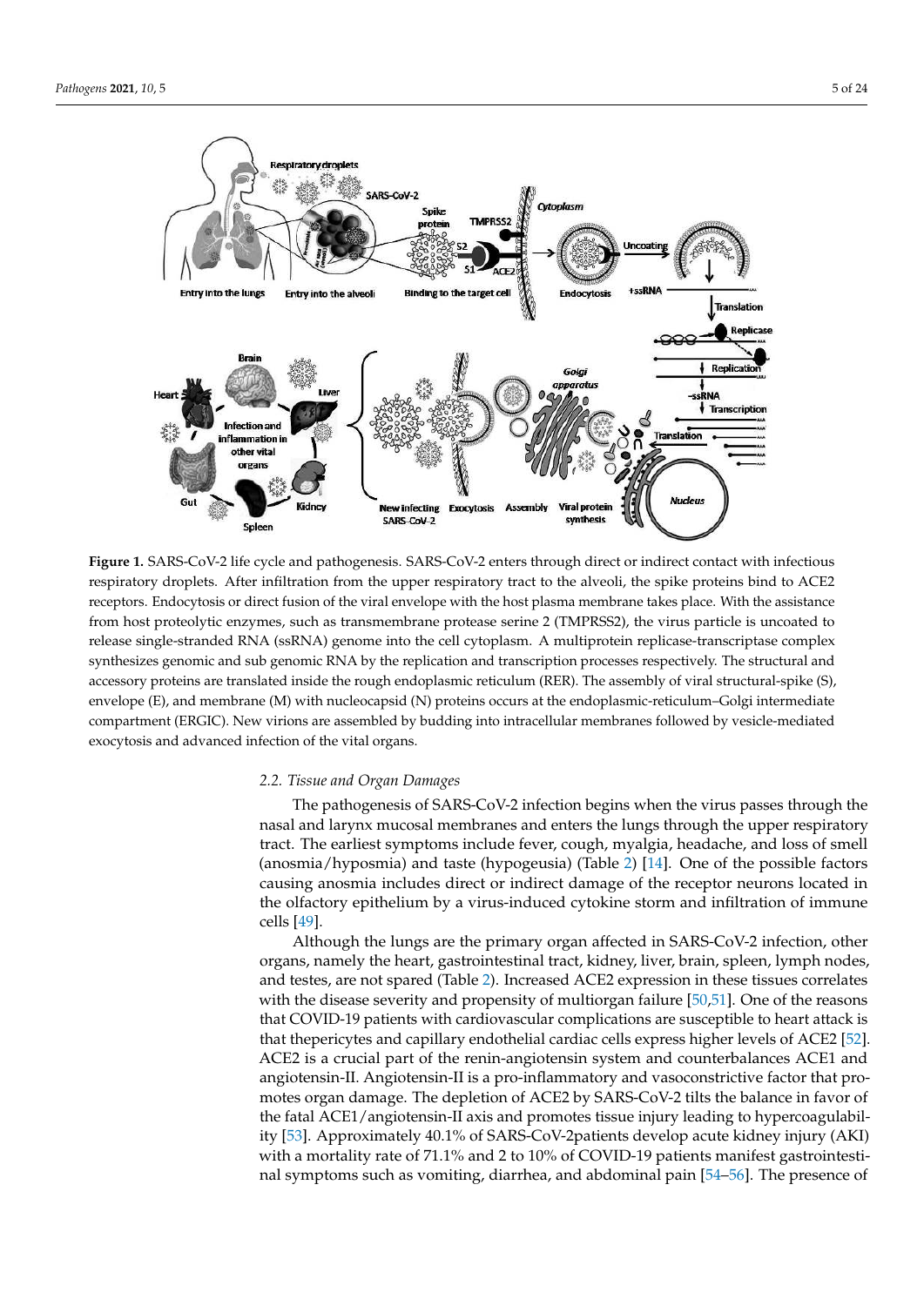**Figure 1.** SARS-CoV-2 life cycle and pathogenesis. SARS-CoV-2 enters through direct or indirect contact with infectious respiratory droplets. After infiltration from the upper respiratory tract to the alveoli, the spike proteins bind to ACE2 receptors. Endocytosis or direct fusion of the viral envelope with the host plasma membrane takes place. With the assistance from host proteolytic enzymes, such as transmembrane protease serine 2 (TMPRSS2), the virus particle is uncoated to release single-stranded RNA (ssRNA) genome into the cell cytoplasm. A multiprotein replicase-transcriptase complex synthesizes genomic and sub genomic RNA by the replication and transcription processes respectively. The structural and accessory proteins are translated inside the rough endoplasmic reticulum (RER). The assembly of viral structural-spike (S), envelope (E), and membrane (M) with nucleocapsid (N) proteins occurs at the endoplasmic-reticulum–Golgi intermediate compartment (ERGIC). New virions are assembled by budding into intracellular membranes followed by vesicle-mediated exocytosis and advanced infection of the vital organs.

### 2.2. Tissue and Organ Damages

The pathogenesis of SARS-CoV-2 infection begins when the virus passes through the nasal and larynx mucosal membranes and enters the lungs through the upper respiratory tract. The earliest symptoms include fever, cough, myalgia, headache, and loss of smell (anosmia/hyposmia) and taste (hypogeusia) (Table 2) [14]. One of the possible factors causing anosmia includes direct or indirect damage of the receptor neurons located in the olfactory epithelium by a virus-induced cytokine storm and infiltration of immune cells [49].

Although the lungs are the primary organ affected in SARS-CoV-2 infection, other organs, namely the heart, gastrointestinal tract, kidney, liver, brain, spleen, lymph nodes, and testes, are not spared (Table 2). Increased ACE2 expression in these tissues correlates with the disease severity and propensity of multiorgan failure [50,51]. One of the reasons that COVID-19 patients with cardiovascular complications are susceptible to heart attack is that thepericytes and capillary endothelial cardiac cells express higher levels of ACE2 [52]. ACE2 is a crucial part of the renin-angiotensin system and counterbalances ACE1 and angiotensin-II. Angiotensin-II is a pro-inflammatory and vasoconstrictive factor that promotes organ damage. The depletion of ACE2 by SARS-CoV-2 tilts the balance in favor of the fatal ACE1/angiotensin-II axis and promotes tissue injury leading to hypercoagulability [53]. Approximately 40.1% of SARS-CoV-2patients develop acute kidney injury (AKI) with a mortality rate of 71.1% and 2 to 10% of COVID-19 patients manifest gastrointestinal symptoms such as vomiting, diarrhea, and abdominal pain [54–56]. The presence of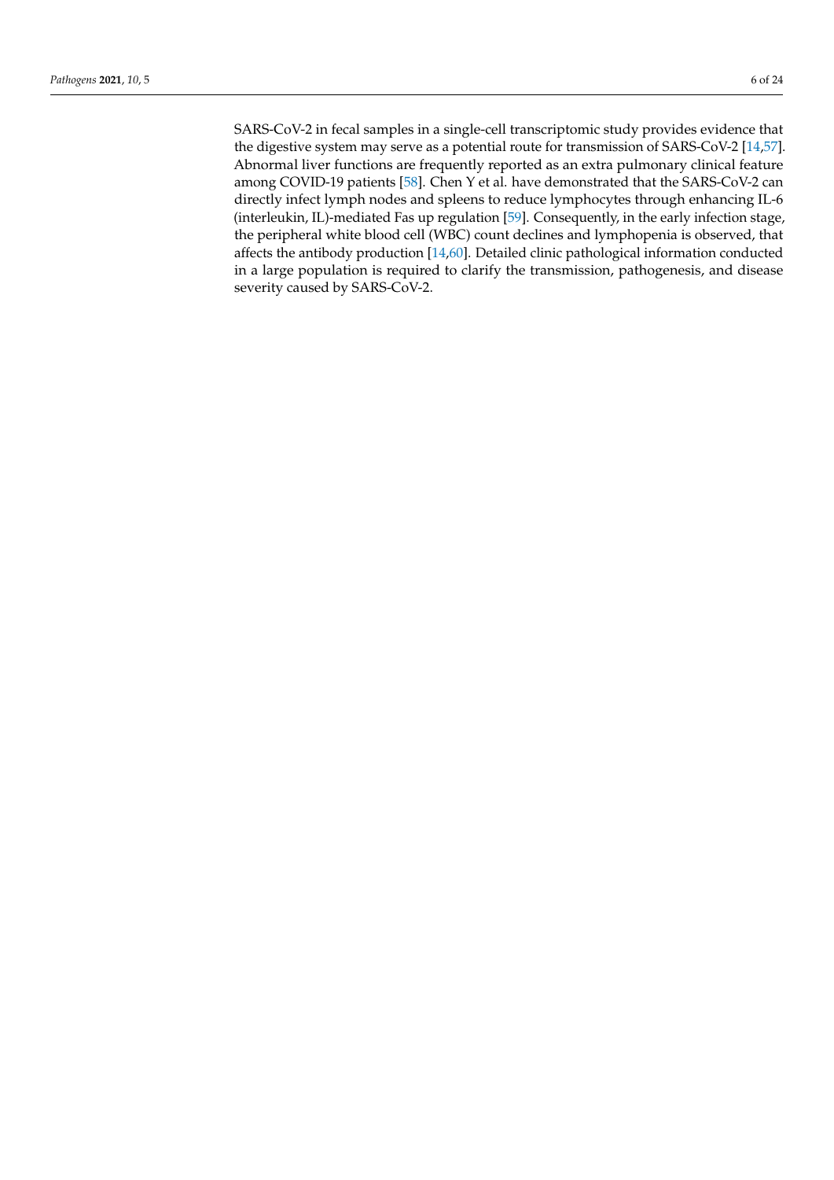SARS-CoV-2 in fecal samples in a single-cell transcriptomic study provides evidence that the digestive system may serve as a potential route for transmission of SARS-CoV-2 [14,57]. Abnormal liver functions are frequently reported as an extra pulmonary clinical feature among COVID-19 patients [58]. Chen Y et al. have demonstrated that the SARS-CoV-2 can directly infect lymph nodes and spleens to reduce lymphocytes through enhancing IL-6 (interleukin, IL)-mediated Fas up regulation [59]. Consequently, in the early infection stage, the peripheral white blood cell (WBC) count declines and lymphopenia is observed, that affects the antibody production [14,60]. Detailed clinic pathological information conducted in a large population is required to clarify the transmission, pathogenesis, and disease severity caused by SARS-CoV-2.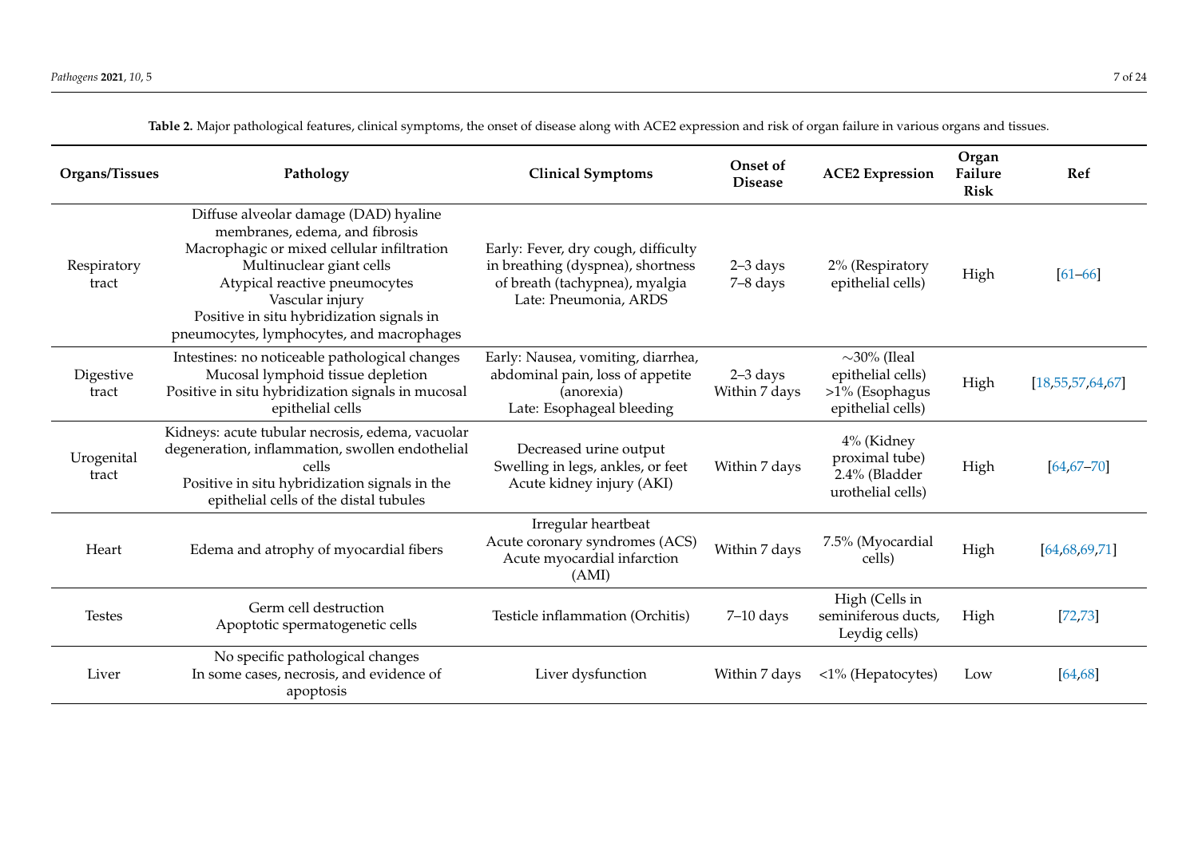**Table 2.** Major pathological features, clinical symptoms, the onset of disease along with ACE2 expression and risk of organ failure in various organs and tissues.

| Organs/Tissues | Pathology | Clinical Symptoms | Onset of Disease | ACE2 Expression | Organ Failure Risk | Ref |
|---|---|---|---|---|---|---|
| Respiratory tract | Diffuse alveolar damage (DAD) hyaline membranes, edema, and fibrosis<br>Macrophagic or mixed cellular infiltration<br>Multinuclear giant cells<br>Atypical reactive pneumocytes<br>Vascular injury<br>Positive in situ hybridization signals in pneumocytes, lymphocytes, and macrophages | Early: Fever, dry cough, difficulty in breathing (dyspnea), shortness of breath (tachypnea), myalgia<br>Late: Pneumonia, ARDS | 2–3 days<br>7–8 days | 2% (Respiratory epithelial cells) | High | [61–66] |
| Digestive tract | Intestines: no noticeable pathological changes<br>Mucosal lymphoid tissue depletion<br>Positive in situ hybridization signals in mucosal epithelial cells | Early: Nausea, vomiting, diarrhea, abdominal pain, loss of appetite (anorexia)<br>Late: Esophageal bleeding | 2–3 days<br>Within 7 days | ~30% (Ileal epithelial cells)<br>>1% (Esophagus epithelial cells) | High | [18,55,57,64,67] |
| Urogenital tract | Kidneys: acute tubular necrosis, edema, vacuolar degeneration, inflammation, swollen endothelial cells<br>Positive in situ hybridization signals in the epithelial cells of the distal tubules | Decreased urine output<br>Swelling in legs, ankles, or feet<br>Acute kidney injury (AKI) | Within 7 days | 4% (Kidney proximal tube)<br>2.4% (Bladder urothelial cells) | High | [64,67–70] |
| Heart | Edema and atrophy of myocardial fibers | Irregular heartbeat<br>Acute coronary syndromes (ACS)<br>Acute myocardial infarction (AMI) | Within 7 days | 7.5% (Myocardial cells) | High | [64,68,69,71] |
| Testes | Germ cell destruction<br>Apoptotic spermatogenetic cells | Testicle inflammation (Orchitis) | 7–10 days | High (Cells in seminiferous ducts, Leydig cells) | High | [72,73] |
| Liver | No specific pathological changes<br>In some cases, necrosis, and evidence of apoptosis | Liver dysfunction | Within 7 days | <1% (Hepatocytes) | Low | [64,68] |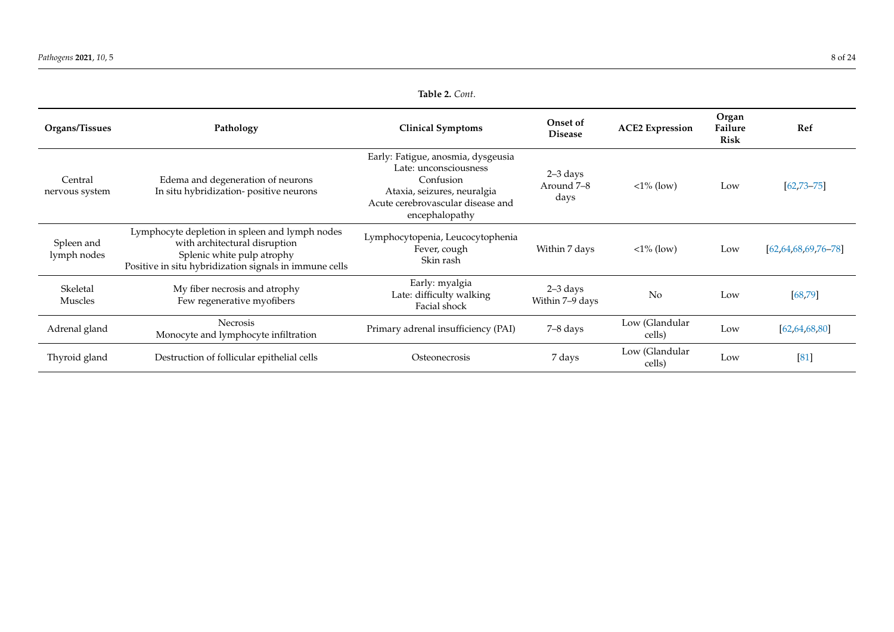**Table 2.** *Cont.*

| Organs/Tissues | Pathology | Clinical Symptoms | Onset of Disease | ACE2 Expression | Organ Failure Risk | Ref |
|---|---|---|---|---|---|---|
| Central nervous system | Edema and degeneration of neurons<br>In situ hybridization- positive neurons | Early: Fatigue, anosmia, dysgeusia<br>Late: unconsciousness<br>Confusion<br>Ataxia, seizures, neuralgia<br>Acute cerebrovascular disease and encephalopathy | 2–3 days<br>Around 7–8 days | <1% (low) | Low | [62,73–75] |
| Spleen and lymph nodes | Lymphocyte depletion in spleen and lymph nodes with architectural disruption<br>Splenic white pulp atrophy<br>Positive in situ hybridization signals in immune cells | Lymphocytopenia, Leucocytophenia<br>Fever, cough<br>Skin rash | Within 7 days | <1% (low) | Low | [62,64,68,69,76–78] |
| Skeletal Muscles | My fiber necrosis and atrophy<br>Few regenerative myofibers | Early: myalgia<br>Late: difficulty walking<br>Facial shock | 2–3 days<br>Within 7–9 days | No | Low | [68,79] |
| Adrenal gland | Necrosis<br>Monocyte and lymphocyte infiltration | Primary adrenal insufficiency (PAI) | 7–8 days | Low (Glandular cells) | Low | [62,64,68,80] |
| Thyroid gland | Destruction of follicular epithelial cells | Osteonecrosis | 7 days | Low (Glandular cells) | Low | [81] |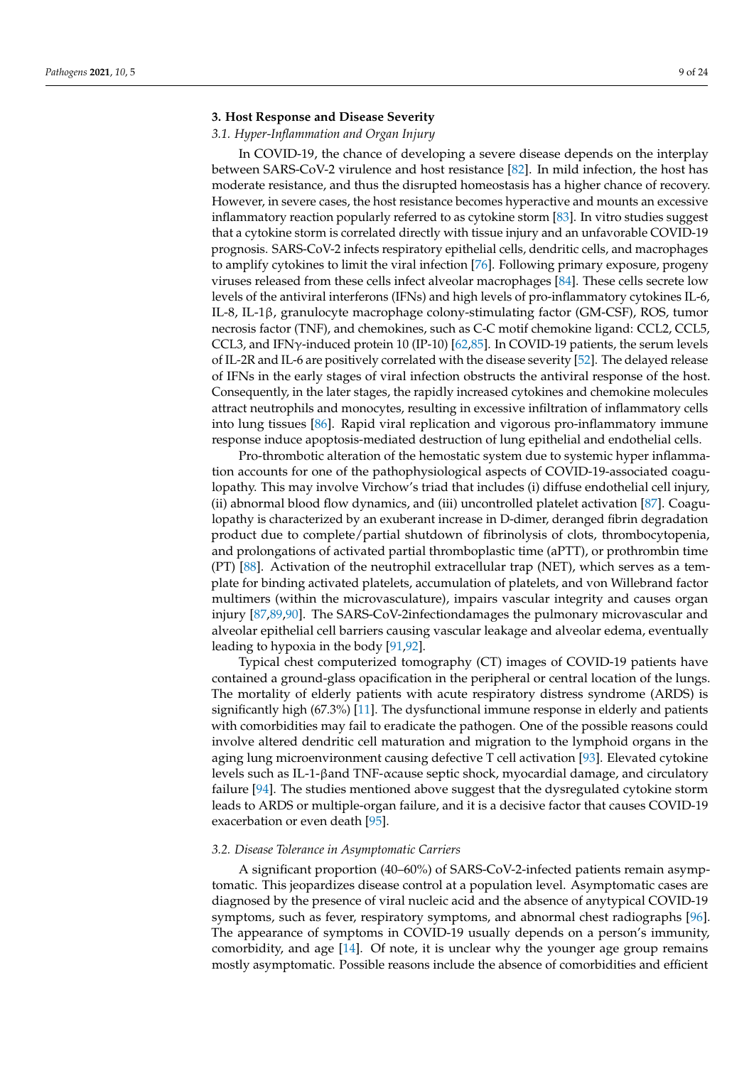## 3. Host Response and Disease Severity

### *3.1. Hyper-Inflammation and Organ Injury*

In COVID-19, the chance of developing a severe disease depends on the interplay between SARS-CoV-2 virulence and host resistance [82]. In mild infection, the host has moderate resistance, and thus the disrupted homeostasis has a higher chance of recovery. However, in severe cases, the host resistance becomes hyperactive and mounts an excessive inflammatory reaction popularly referred to as cytokine storm [83]. In vitro studies suggest that a cytokine storm is correlated directly with tissue injury and an unfavorable COVID-19 prognosis. SARS-CoV-2 infects respiratory epithelial cells, dendritic cells, and macrophages to amplify cytokines to limit the viral infection [76]. Following primary exposure, progeny viruses released from these cells infect alveolar macrophages [84]. These cells secrete low levels of the antiviral interferons (IFNs) and high levels of pro-inflammatory cytokines IL-6, IL-8, IL-1β, granulocyte macrophage colony-stimulating factor (GM-CSF), ROS, tumor necrosis factor (TNF), and chemokines, such as C-C motif chemokine ligand: CCL2, CCL5, CCL3, and IFNγ-induced protein 10 (IP-10) [62,85]. In COVID-19 patients, the serum levels of IL-2R and IL-6 are positively correlated with the disease severity [52]. The delayed release of IFNs in the early stages of viral infection obstructs the antiviral response of the host. Consequently, in the later stages, the rapidly increased cytokines and chemokine molecules attract neutrophils and monocytes, resulting in excessive infiltration of inflammatory cells into lung tissues [86]. Rapid viral replication and vigorous pro-inflammatory immune response induce apoptosis-mediated destruction of lung epithelial and endothelial cells.

Pro-thrombotic alteration of the hemostatic system due to systemic hyper inflammation accounts for one of the pathophysiological aspects of COVID-19-associated coagulopathy. This may involve Virchow's triad that includes (i) diffuse endothelial cell injury, (ii) abnormal blood flow dynamics, and (iii) uncontrolled platelet activation [87]. Coagulopathy is characterized by an exuberant increase in D-dimer, deranged fibrin degradation product due to complete/partial shutdown of fibrinolysis of clots, thrombocytopenia, and prolongations of activated partial thromboplastic time (aPTT), or prothrombin time (PT) [88]. Activation of the neutrophil extracellular trap (NET), which serves as a template for binding activated platelets, accumulation of platelets, and von Willebrand factor multimers (within the microvasculature), impairs vascular integrity and causes organ injury [87,89,90]. The SARS-CoV-2infectiondamages the pulmonary microvascular and alveolar epithelial cell barriers causing vascular leakage and alveolar edema, eventually leading to hypoxia in the body [91,92].

Typical chest computerized tomography (CT) images of COVID-19 patients have contained a ground-glass opacification in the peripheral or central location of the lungs. The mortality of elderly patients with acute respiratory distress syndrome (ARDS) is significantly high (67.3%) [11]. The dysfunctional immune response in elderly and patients with comorbidities may fail to eradicate the pathogen. One of the possible reasons could involve altered dendritic cell maturation and migration to the lymphoid organs in the aging lung microenvironment causing defective T cell activation [93]. Elevated cytokine levels such as IL-1-βand TNF-αcause septic shock, myocardial damage, and circulatory failure [94]. The studies mentioned above suggest that the dysregulated cytokine storm leads to ARDS or multiple-organ failure, and it is a decisive factor that causes COVID-19 exacerbation or even death [95].

### *3.2. Disease Tolerance in Asymptomatic Carriers*

A significant proportion (40–60%) of SARS-CoV-2-infected patients remain asymptomatic. This jeopardizes disease control at a population level. Asymptomatic cases are diagnosed by the presence of viral nucleic acid and the absence of anytypical COVID-19 symptoms, such as fever, respiratory symptoms, and abnormal chest radiographs [96]. The appearance of symptoms in COVID-19 usually depends on a person's immunity, comorbidity, and age [14]. Of note, it is unclear why the younger age group remains mostly asymptomatic. Possible reasons include the absence of comorbidities and efficient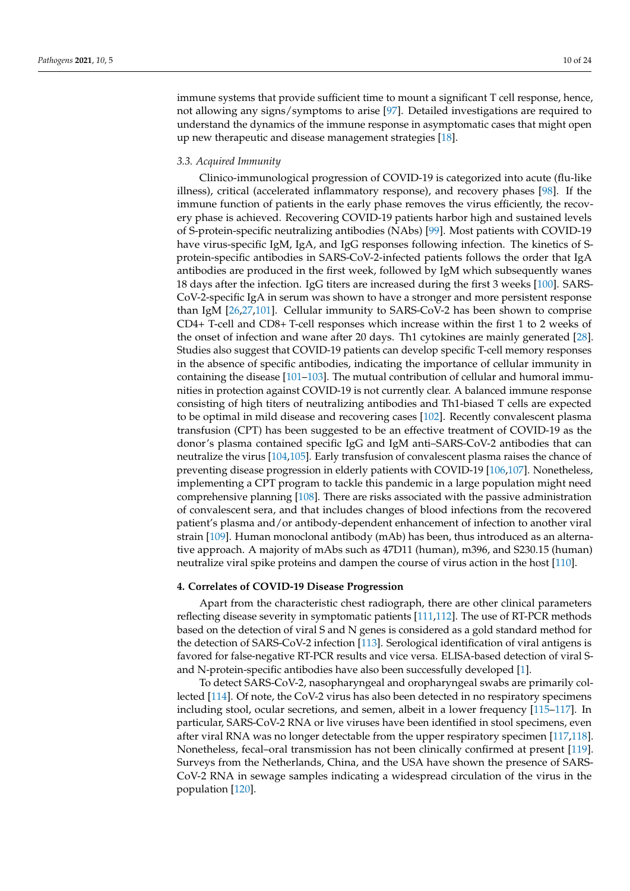immune systems that provide sufficient time to mount a significant T cell response, hence, not allowing any signs/symptoms to arise [97]. Detailed investigations are required to understand the dynamics of the immune response in asymptomatic cases that might open up new therapeutic and disease management strategies [18].

### *3.3. Acquired Immunity*

Clinico-immunological progression of COVID-19 is categorized into acute (flu-like illness), critical (accelerated inflammatory response), and recovery phases [98]. If the immune function of patients in the early phase removes the virus efficiently, the recovery phase is achieved. Recovering COVID-19 patients harbor high and sustained levels of S-protein-specific neutralizing antibodies (NAbs) [99]. Most patients with COVID-19 have virus-specific IgM, IgA, and IgG responses following infection. The kinetics of S-protein-specific antibodies in SARS-CoV-2-infected patients follows the order that IgA antibodies are produced in the first week, followed by IgM which subsequently wanes 18 days after the infection. IgG titers are increased during the first 3 weeks [100]. SARS-CoV-2-specific IgA in serum was shown to have a stronger and more persistent response than IgM [26,27,101]. Cellular immunity to SARS-CoV-2 has been shown to comprise CD4+ T-cell and CD8+ T-cell responses which increase within the first 1 to 2 weeks of the onset of infection and wane after 20 days. Th1 cytokines are mainly generated [28]. Studies also suggest that COVID-19 patients can develop specific T-cell memory responses in the absence of specific antibodies, indicating the importance of cellular immunity in containing the disease [101–103]. The mutual contribution of cellular and humoral immunities in protection against COVID-19 is not currently clear. A balanced immune response consisting of high titers of neutralizing antibodies and Th1-biased T cells are expected to be optimal in mild disease and recovering cases [102]. Recently convalescent plasma transfusion (CPT) has been suggested to be an effective treatment of COVID-19 as the donor's plasma contained specific IgG and IgM anti–SARS-CoV-2 antibodies that can neutralize the virus [104,105]. Early transfusion of convalescent plasma raises the chance of preventing disease progression in elderly patients with COVID-19 [106,107]. Nonetheless, implementing a CPT program to tackle this pandemic in a large population might need comprehensive planning [108]. There are risks associated with the passive administration of convalescent sera, and that includes changes of blood infections from the recovered patient's plasma and/or antibody-dependent enhancement of infection to another viral strain [109]. Human monoclonal antibody (mAb) has been, thus introduced as an alternative approach. A majority of mAbs such as 47D11 (human), m396, and S230.15 (human) neutralize viral spike proteins and dampen the course of virus action in the host [110].

## 4. Correlates of COVID-19 Disease Progression

Apart from the characteristic chest radiograph, there are other clinical parameters reflecting disease severity in symptomatic patients [111,112]. The use of RT-PCR methods based on the detection of viral S and N genes is considered as a gold standard method for the detection of SARS-CoV-2 infection [113]. Serological identification of viral antigens is favored for false-negative RT-PCR results and vice versa. ELISA-based detection of viral S- and N-protein-specific antibodies have also been successfully developed [1].

To detect SARS-CoV-2, nasopharyngeal and oropharyngeal swabs are primarily collected [114]. Of note, the CoV-2 virus has also been detected in no respiratory specimens including stool, ocular secretions, and semen, albeit in a lower frequency [115–117]. In particular, SARS-CoV-2 RNA or live viruses have been identified in stool specimens, even after viral RNA was no longer detectable from the upper respiratory specimen [117,118]. Nonetheless, fecal–oral transmission has not been clinically confirmed at present [119]. Surveys from the Netherlands, China, and the USA have shown the presence of SARS-CoV-2 RNA in sewage samples indicating a widespread circulation of the virus in the population [120].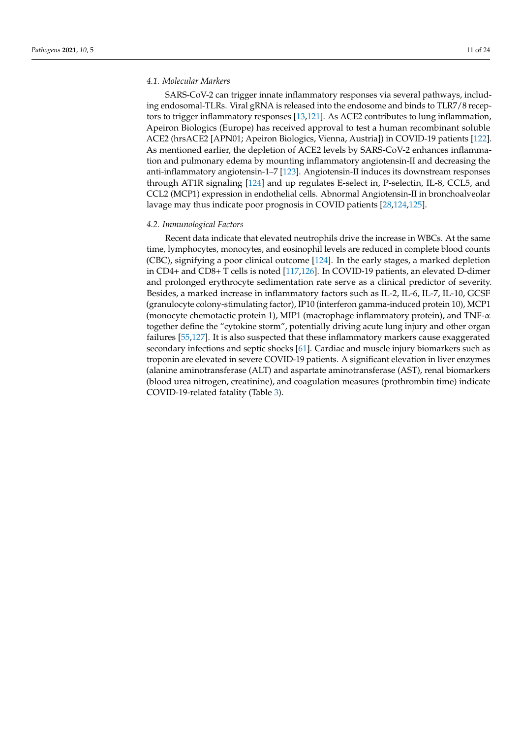### 4.1. Molecular Markers

SARS-CoV-2 can trigger innate inflammatory responses via several pathways, including endosomal-TLRs. Viral gRNA is released into the endosome and binds to TLR7/8 receptors to trigger inflammatory responses [13,121]. As ACE2 contributes to lung inflammation, Apeiron Biologics (Europe) has received approval to test a human recombinant soluble ACE2 (hrsACE2 [APN01; Apeiron Biologics, Vienna, Austria]) in COVID-19 patients [122]. As mentioned earlier, the depletion of ACE2 levels by SARS-CoV-2 enhances inflammation and pulmonary edema by mounting inflammatory angiotensin-II and decreasing the anti-inflammatory angiotensin-1–7 [123]. Angiotensin-II induces its downstream responses through AT1R signaling [124] and up regulates E-select in, P-selectin, IL-8, CCL5, and CCL2 (MCP1) expression in endothelial cells. Abnormal Angiotensin-II in bronchoalveolar lavage may thus indicate poor prognosis in COVID patients [28,124,125].

### 4.2. Immunological Factors

Recent data indicate that elevated neutrophils drive the increase in WBCs. At the same time, lymphocytes, monocytes, and eosinophil levels are reduced in complete blood counts (CBC), signifying a poor clinical outcome [124]. In the early stages, a marked depletion in CD4+ and CD8+ T cells is noted [117,126]. In COVID-19 patients, an elevated D-dimer and prolonged erythrocyte sedimentation rate serve as a clinical predictor of severity. Besides, a marked increase in inflammatory factors such as IL-2, IL-6, IL-7, IL-10, GCSF (granulocyte colony-stimulating factor), IP10 (interferon gamma-induced protein 10), MCP1 (monocyte chemotactic protein 1), MIP1 (macrophage inflammatory protein), and TNF-$\alpha$ together define the "cytokine storm", potentially driving acute lung injury and other organ failures [55,127]. It is also suspected that these inflammatory markers cause exaggerated secondary infections and septic shocks [61]. Cardiac and muscle injury biomarkers such as troponin are elevated in severe COVID-19 patients. A significant elevation in liver enzymes (alanine aminotransferase (ALT) and aspartate aminotransferase (AST), renal biomarkers (blood urea nitrogen, creatinine), and coagulation measures (prothrombin time) indicate COVID-19-related fatality (Table 3).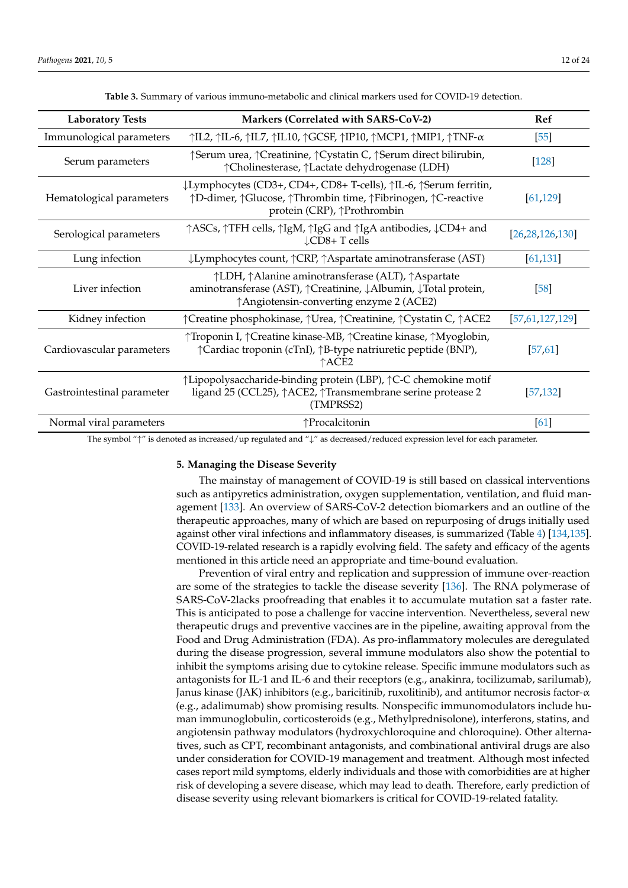**Table 3.** Summary of various immuno-metabolic and clinical markers used for COVID-19 detection.

| Laboratory Tests | Markers (Correlated with SARS-CoV-2) | Ref |
|---|---|---|
| Immunological parameters | ↑IL2, ↑IL-6, ↑IL7, ↑IL10, ↑GCSF, ↑IP10, ↑MCP1, ↑MIP1, ↑TNF-α | [55] |
| Serum parameters | ↑Serum urea, ↑Creatinine, ↑Cystatin C, ↑Serum direct bilirubin, ↑Cholinesterase, ↑Lactate dehydrogenase (LDH) | [128] |
| Hematological parameters | ↓Lymphocytes (CD3+, CD4+, CD8+ T-cells), ↑IL-6, ↑Serum ferritin, ↑D-dimer, ↑Glucose, ↑Thrombin time, ↑Fibrinogen, ↑C-reactive protein (CRP), ↑Prothrombin | [61,129] |
| Serological parameters | ↑ASCs, ↑TFH cells, ↑IgM, ↑IgG and ↑IgA antibodies, ↓CD4+ and ↓CD8+ T cells | [26,28,126,130] |
| Lung infection | ↓Lymphocytes count, ↑CRP, ↑Aspartate aminotransferase (AST) | [61,131] |
| Liver infection | ↑LDH, ↑Alanine aminotransferase (ALT), ↑Aspartate aminotransferase (AST), ↑Creatinine, ↓Albumin, ↓Total protein, ↑Angiotensin-converting enzyme 2 (ACE2) | [58] |
| Kidney infection | ↑Creatine phosphokinase, ↑Urea, ↑Creatinine, ↑Cystatin C, ↑ACE2 | [57,61,127,129] |
| Cardiovascular parameters | ↑Troponin I, ↑Creatine kinase-MB, ↑Creatine kinase, ↑Myoglobin, ↑Cardiac troponin (cTnI), ↑B-type natriuretic peptide (BNP), ↑ACE2 | [57,61] |
| Gastrointestinal parameter | ↑Lipopolysaccharide-binding protein (LBP), ↑C-C chemokine motif ligand 25 (CCL25), ↑ACE2, ↑Transmembrane serine protease 2 (TMPRSS2) | [57,132] |
| Normal viral parameters | ↑Procalcitonin | [61] |

The symbol "↑" is denoted as increased/up regulated and "↓" as decreased/reduced expression level for each parameter.

## 5. Managing the Disease Severity

The mainstay of management of COVID-19 is still based on classical interventions such as antipyretics administration, oxygen supplementation, ventilation, and fluid management [133]. An overview of SARS-CoV-2 detection biomarkers and an outline of the therapeutic approaches, many of which are based on repurposing of drugs initially used against other viral infections and inflammatory diseases, is summarized (Table 4) [134,135]. COVID-19-related research is a rapidly evolving field. The safety and efficacy of the agents mentioned in this article need an appropriate and time-bound evaluation.

Prevention of viral entry and replication and suppression of immune over-reaction are some of the strategies to tackle the disease severity [136]. The RNA polymerase of SARS-CoV-2lacks proofreading that enables it to accumulate mutation sat a faster rate. This is anticipated to pose a challenge for vaccine intervention. Nevertheless, several new therapeutic drugs and preventive vaccines are in the pipeline, awaiting approval from the Food and Drug Administration (FDA). As pro-inflammatory molecules are deregulated during the disease progression, several immune modulators also show the potential to inhibit the symptoms arising due to cytokine release. Specific immune modulators such as antagonists for IL-1 and IL-6 and their receptors (e.g., anakinra, tocilizumab, sarilumab), Janus kinase (JAK) inhibitors (e.g., baricitinib, ruxolitinib), and antitumor necrosis factor-α (e.g., adalimumab) show promising results. Nonspecific immunomodulators include human immunoglobulin, corticosteroids (e.g., Methylprednisolone), interferons, statins, and angiotensin pathway modulators (hydroxychloroquine and chloroquine). Other alternatives, such as CPT, recombinant antagonists, and combinational antiviral drugs are also under consideration for COVID-19 management and treatment. Although most infected cases report mild symptoms, elderly individuals and those with comorbidities are at higher risk of developing a severe disease, which may lead to death. Therefore, early prediction of disease severity using relevant biomarkers is critical for COVID-19-related fatality.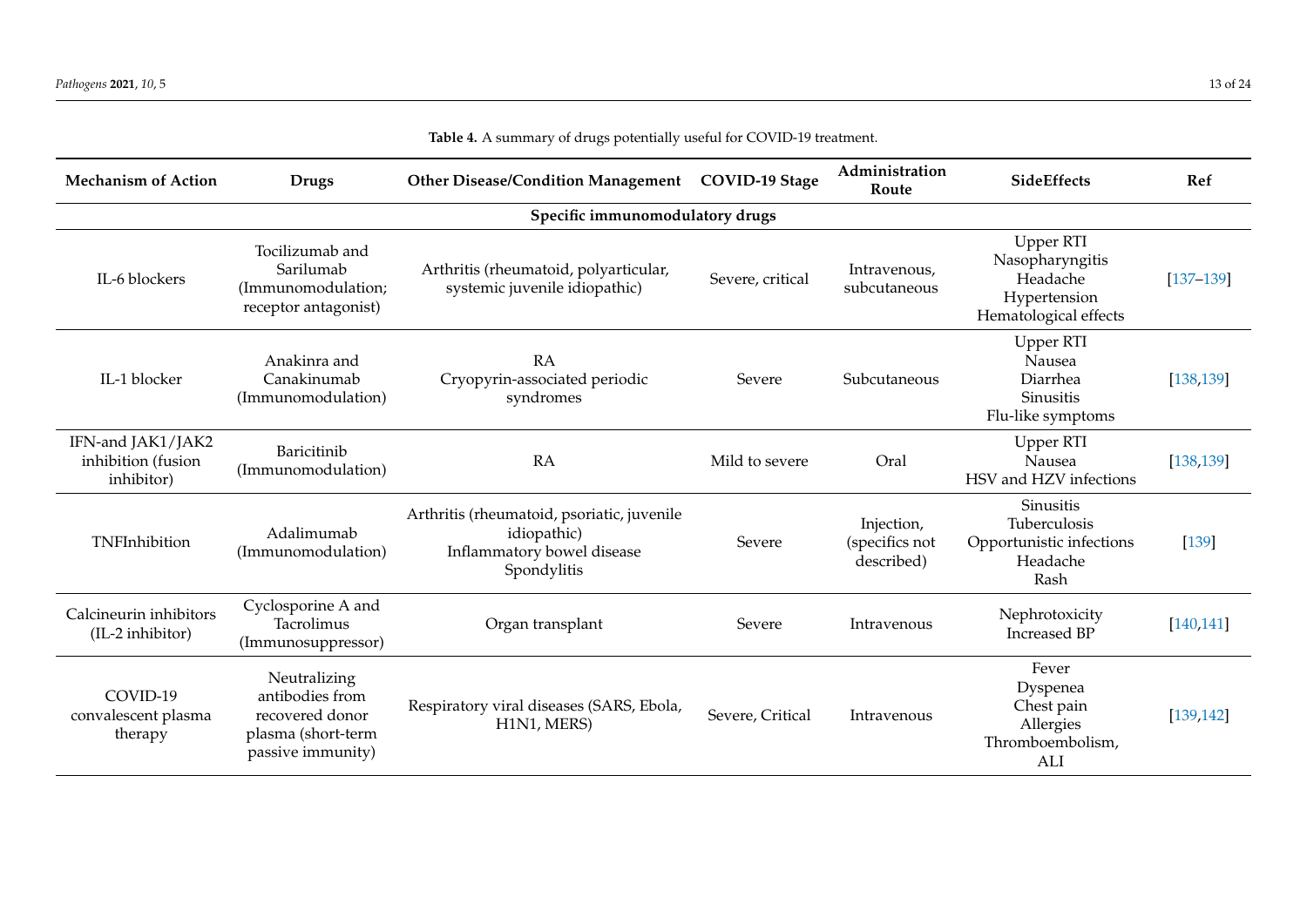**Table 4.** A summary of drugs potentially useful for COVID-19 treatment.

| Mechanism of Action | Drugs | Other Disease/Condition Management | COVID-19 Stage | Administration Route | SideEffects | Ref |
|---|---|---|---|---|---|---|
| | | **Specific immunomodulatory drugs** | | | | |
| IL-6 blockers | Tocilizumab and Sarilumab (Immunomodulation; receptor antagonist) | Arthritis (rheumatoid, polyarticular, systemic juvenile idiopathic) | Severe, critical | Intravenous, subcutaneous | Upper RTI<br>Nasopharyngitis<br>Headache<br>Hypertension<br>Hematological effects | [137–139] |
| IL-1 blocker | Anakinra and Canakinumab (Immunomodulation) | RA<br>Cryopyrin-associated periodic syndromes | Severe | Subcutaneous | Upper RTI<br>Nausea<br>Diarrhea<br>Sinusitis<br>Flu-like symptoms | [138,139] |
| IFN-and JAK1/JAK2 inhibition (fusion inhibitor) | Baricitinib (Immunomodulation) | RA | Mild to severe | Oral | Upper RTI<br>Nausea<br>HSV and HZV infections | [138,139] |
| TNFInhibition | Adalimumab (Immunomodulation) | Arthritis (rheumatoid, psoriatic, juvenile idiopathic)<br>Inflammatory bowel disease<br>Spondylitis | Severe | Injection, (specifics not described) | Sinusitis<br>Tuberculosis<br>Opportunistic infections<br>Headache<br>Rash | [139] |
| Calcineurin inhibitors (IL-2 inhibitor) | Cyclosporine A and Tacrolimus (Immunosuppressor) | Organ transplant | Severe | Intravenous | Nephrotoxicity<br>Increased BP | [140,141] |
| COVID-19 convalescent plasma therapy | Neutralizing antibodies from recovered donor plasma (short-term passive immunity) | Respiratory viral diseases (SARS, Ebola, H1N1, MERS) | Severe, Critical | Intravenous | Fever<br>Dyspenea<br>Chest pain<br>Allergies<br>Thromboembolism,<br>ALI | [139,142] |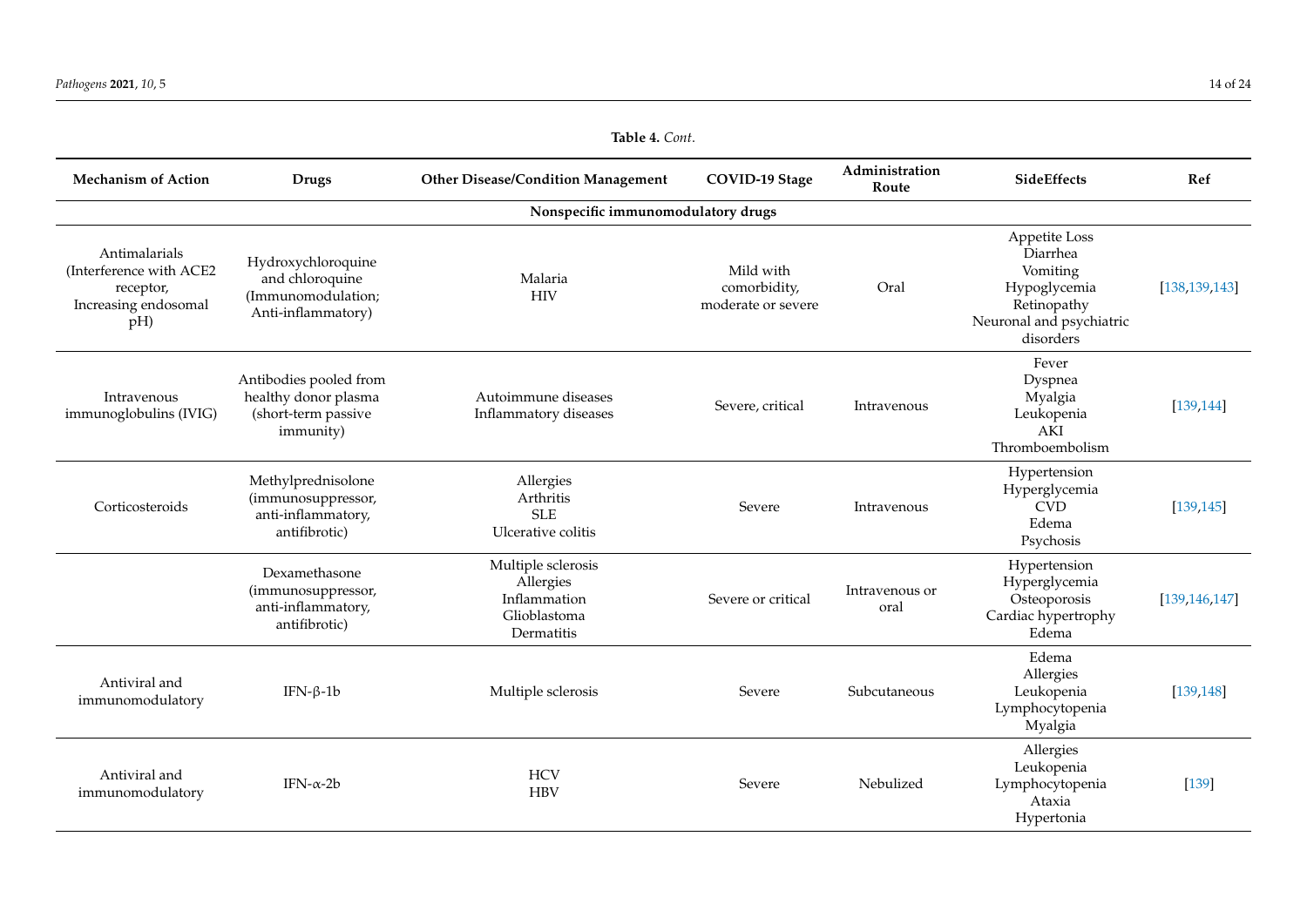**Table 4.** *Cont.*

| Mechanism of Action | Drugs | Other Disease/Condition Management | COVID-19 Stage | Administration Route | SideEffects | Ref |
|---|---|---|---|---|---|---|
| | | **Nonspecific immunomodulatory drugs** | | | | |
| Antimalarials (Interference with ACE2 receptor, Increasing endosomal pH) | Hydroxychloroquine and chloroquine (Immunomodulation; Anti-inflammatory) | Malaria<br>HIV | Mild with comorbidity, moderate or severe | Oral | Appetite Loss<br>Diarrhea<br>Vomiting<br>Hypoglycemia<br>Retinopathy<br>Neuronal and psychiatric disorders | [138,139,143] |
| Intravenous immunoglobulins (IVIG) | Antibodies pooled from healthy donor plasma (short-term passive immunity) | Autoimmune diseases<br>Inflammatory diseases | Severe, critical | Intravenous | Fever<br>Dyspnea<br>Myalgia<br>Leukopenia<br>AKI<br>Thromboembolism | [139,144] |
| Corticosteroids | Methylprednisolone (immunosuppressor, anti-inflammatory, antifibrotic) | Allergies<br>Arthritis<br>SLE<br>Ulcerative colitis | Severe | Intravenous | Hypertension<br>Hyperglycemia<br>CVD<br>Edema<br>Psychosis | [139,145] |
| | Dexamethasone (immunosuppressor, anti-inflammatory, antifibrotic) | Multiple sclerosis<br>Allergies<br>Inflammation<br>Glioblastoma<br>Dermatitis | Severe or critical | Intravenous or oral | Hypertension<br>Hyperglycemia<br>Osteoporosis<br>Cardiac hypertrophy<br>Edema | [139,146,147] |
| Antiviral and immunomodulatory | IFN-β-1b | Multiple sclerosis | Severe | Subcutaneous | Edema<br>Allergies<br>Leukopenia<br>Lymphocytopenia<br>Myalgia | [139,148] |
| Antiviral and immunomodulatory | IFN-α-2b | HCV<br>HBV | Severe | Nebulized | Allergies<br>Leukopenia<br>Lymphocytopenia<br>Ataxia<br>Hypertonia | [139] |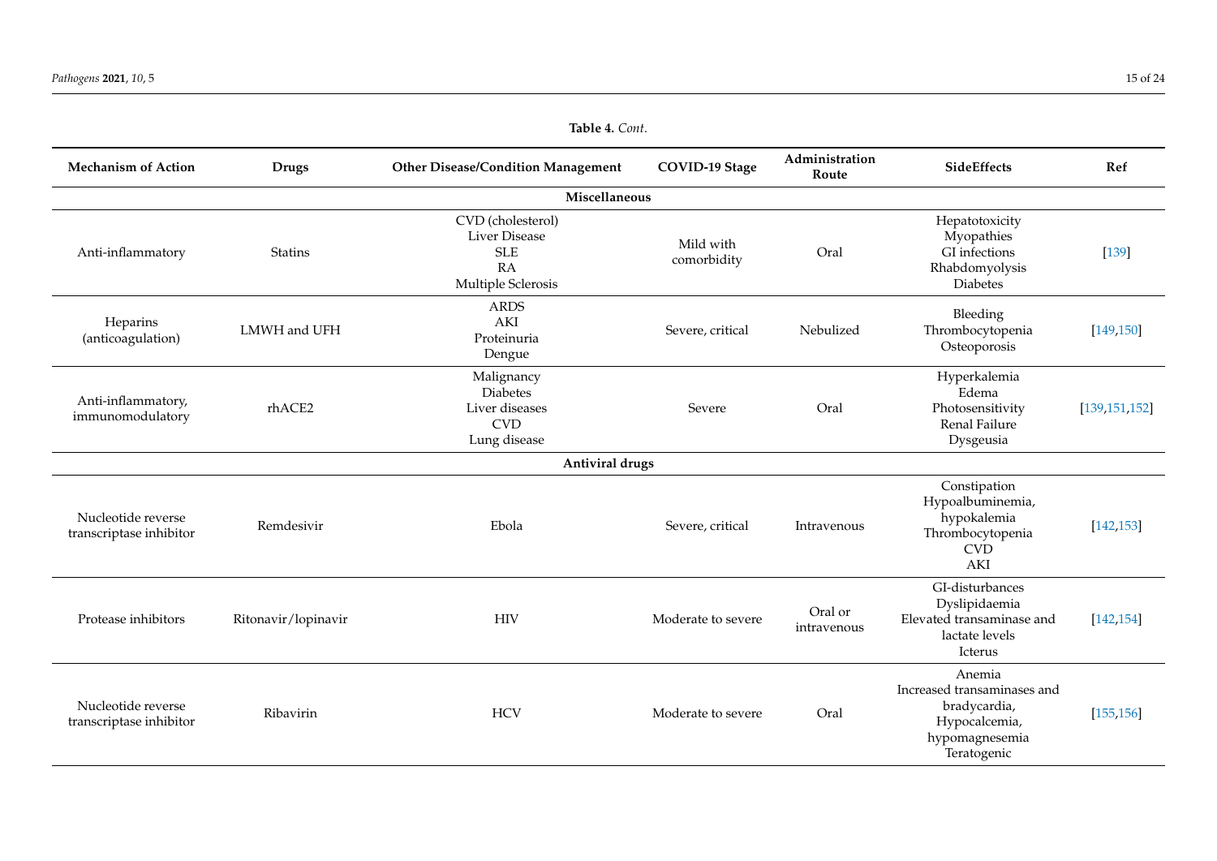**Table 4.** *Cont.*

| Mechanism of Action | Drugs | Other Disease/Condition Management | COVID-19 Stage | Administration Route | SideEffects | Ref |
|---|---|---|---|---|---|---|
| **Miscellaneous** | | | | | | |
| Anti-inflammatory | Statins | CVD (cholesterol)<br>Liver Disease<br>SLE<br>RA<br>Multiple Sclerosis | Mild with comorbidity | Oral | Hepatotoxicity<br>Myopathies<br>GI infections<br>Rhabdomyolysis<br>Diabetes | [139] |
| Heparins (anticoagulation) | LMWH and UFH | ARDS<br>AKI<br>Proteinuria<br>Dengue | Severe, critical | Nebulized | Bleeding<br>Thrombocytopenia<br>Osteoporosis | [149,150] |
| Anti-inflammatory, immunomodulatory | rhACE2 | Malignancy<br>Diabetes<br>Liver diseases<br>CVD<br>Lung disease | Severe | Oral | Hyperkalemia<br>Edema<br>Photosensitivity<br>Renal Failure<br>Dysgeusia | [139,151,152] |
| **Antiviral drugs** | | | | | | |
| Nucleotide reverse transcriptase inhibitor | Remdesivir | Ebola | Severe, critical | Intravenous | Constipation<br>Hypoalbuminemia, hypokalemia<br>Thrombocytopenia<br>CVD<br>AKI | [142,153] |
| Protease inhibitors | Ritonavir/lopinavir | HIV | Moderate to severe | Oral or intravenous | GI-disturbances<br>Dyslipidaemia<br>Elevated transaminase and lactate levels<br>Icterus | [142,154] |
| Nucleotide reverse transcriptase inhibitor | Ribavirin | HCV | Moderate to severe | Oral | Anemia<br>Increased transaminases and bradycardia,<br>Hypocalcemia, hypomagnesemia<br>Teratogenic | [155,156] |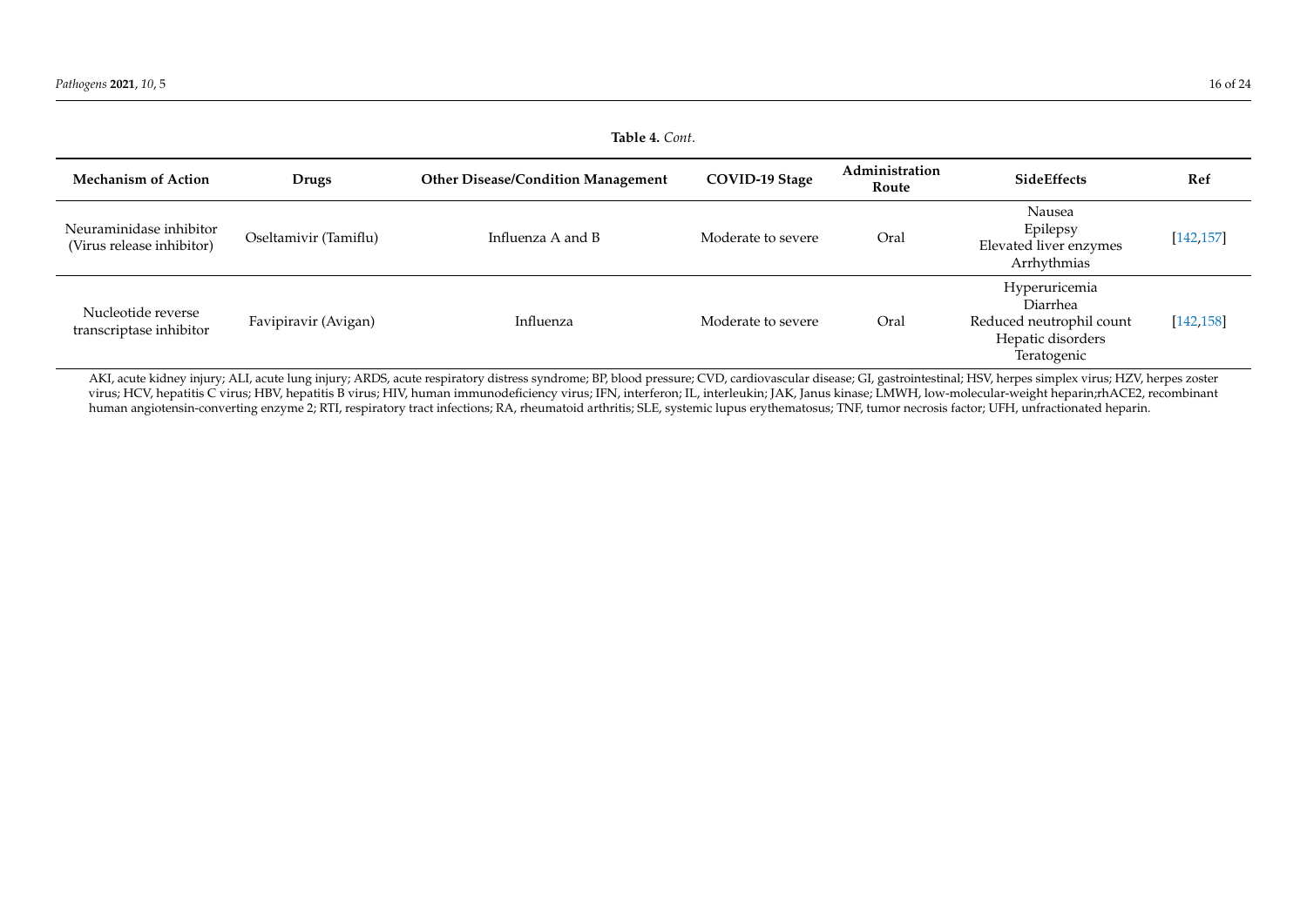**Table 4.** *Cont.*

| Mechanism of Action | Drugs | Other Disease/Condition Management | COVID-19 Stage | Administration Route | SideEffects | Ref |
|---|---|---|---|---|---|---|
| Neuraminidase inhibitor (Virus release inhibitor) | Oseltamivir (Tamiflu) | Influenza A and B | Moderate to severe | Oral | Nausea<br>Epilepsy<br>Elevated liver enzymes<br>Arrhythmias | [142,157] |
| Nucleotide reverse transcriptase inhibitor | Favipiravir (Avigan) | Influenza | Moderate to severe | Oral | Hyperuricemia<br>Diarrhea<br>Reduced neutrophil count<br>Hepatic disorders<br>Teratogenic | [142,158] |

AKI, acute kidney injury; ALI, acute lung injury; ARDS, acute respiratory distress syndrome; BP, blood pressure; CVD, cardiovascular disease; GI, gastrointestinal; HSV, herpes simplex virus; HZV, herpes zoster virus; HCV, hepatitis C virus; HBV, hepatitis B virus; HIV, human immunodeficiency virus; IFN, interferon; IL, interleukin; JAK, Janus kinase; LMWH, low-molecular-weight heparin;rhACE2, recombinant human angiotensin-converting enzyme 2; RTI, respiratory tract infections; RA, rheumatoid arthritis; SLE, systemic lupus erythematosus; TNF, tumor necrosis factor; UFH, unfractionated heparin.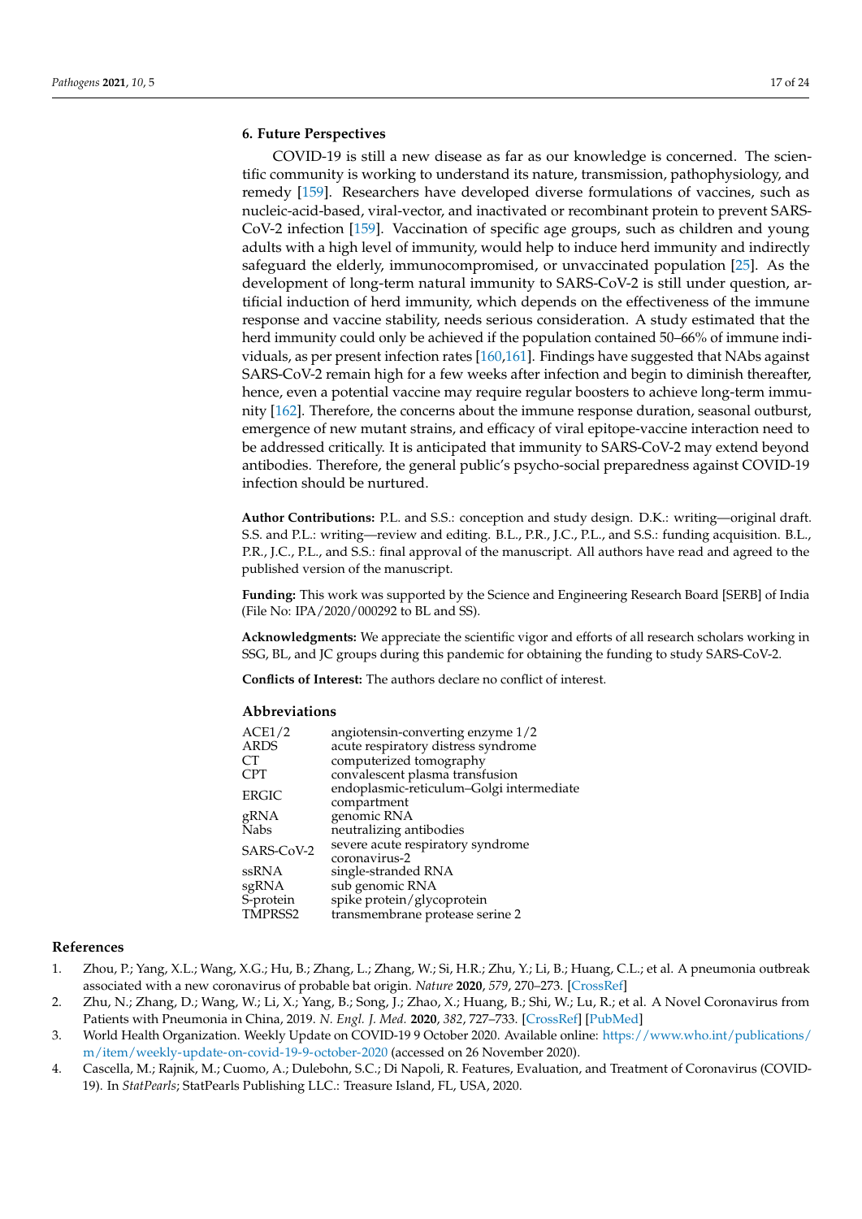## 6. Future Perspectives

COVID-19 is still a new disease as far as our knowledge is concerned. The scientific community is working to understand its nature, transmission, pathophysiology, and remedy [159]. Researchers have developed diverse formulations of vaccines, such as nucleic-acid-based, viral-vector, and inactivated or recombinant protein to prevent SARS-CoV-2 infection [159]. Vaccination of specific age groups, such as children and young adults with a high level of immunity, would help to induce herd immunity and indirectly safeguard the elderly, immunocompromised, or unvaccinated population [25]. As the development of long-term natural immunity to SARS-CoV-2 is still under question, artificial induction of herd immunity, which depends on the effectiveness of the immune response and vaccine stability, needs serious consideration. A study estimated that the herd immunity could only be achieved if the population contained 50–66% of immune individuals, as per present infection rates [160,161]. Findings have suggested that NAbs against SARS-CoV-2 remain high for a few weeks after infection and begin to diminish thereafter, hence, even a potential vaccine may require regular boosters to achieve long-term immunity [162]. Therefore, the concerns about the immune response duration, seasonal outburst, emergence of new mutant strains, and efficacy of viral epitope-vaccine interaction need to be addressed critically. It is anticipated that immunity to SARS-CoV-2 may extend beyond antibodies. Therefore, the general public's psycho-social preparedness against COVID-19 infection should be nurtured.

**Author Contributions:** P.L. and S.S.: conception and study design. D.K.: writing—original draft. S.S. and P.L.: writing—review and editing. B.L., P.R., J.C., P.L., and S.S.: funding acquisition. B.L., P.R., J.C., P.L., and S.S.: final approval of the manuscript. All authors have read and agreed to the published version of the manuscript.

**Funding:** This work was supported by the Science and Engineering Research Board [SERB] of India (File No: IPA/2020/000292 to BL and SS).

**Acknowledgments:** We appreciate the scientific vigor and efforts of all research scholars working in SSG, BL, and JC groups during this pandemic for obtaining the funding to study SARS-CoV-2.

**Conflicts of Interest:** The authors declare no conflict of interest.

## Abbreviations

| | |
|---|---|
| ACE1/2 | angiotensin-converting enzyme 1/2 |
| ARDS | acute respiratory distress syndrome |
| CT | computerized tomography |
| CPT | convalescent plasma transfusion |
| ERGIC | endoplasmic-reticulum–Golgi intermediate compartment |
| gRNA | genomic RNA |
| Nabs | neutralizing antibodies |
| SARS-CoV-2 | severe acute respiratory distress syndrome coronavirus-2 |
| ssRNA | single-stranded RNA |
| sgRNA | sub genomic RNA |
| S-protein | spike protein/glycoprotein |
| TMPRSS2 | transmembrane protease serine 2 |

## References

1. Zhou, P.; Yang, X.L.; Wang, X.G.; Hu, B.; Zhang, L.; Zhang, W.; Si, H.R.; Zhu, Y.; Li, B.; Huang, C.L.; et al. A pneumonia outbreak associated with a new coronavirus of probable bat origin. *Nature* **2020**, *579*, 270–273. [CrossRef]
2. Zhu, N.; Zhang, D.; Wang, W.; Li, X.; Yang, B.; Song, J.; Zhao, X.; Huang, B.; Shi, W.; Lu, R.; et al. A Novel Coronavirus from Patients with Pneumonia in China, 2019. *N. Engl. J. Med.* **2020**, *382*, 727–733. [CrossRef] [PubMed]
3. World Health Organization. Weekly Update on COVID-19 9 October 2020. Available online: https://www.who.int/publications/m/item/weekly-update-on-covid-19-9-october-2020 (accessed on 26 November 2020).
4. Cascella, M.; Rajnik, M.; Cuomo, A.; Dulebohn, S.C.; Di Napoli, R. Features, Evaluation, and Treatment of Coronavirus (COVID-19). In *StatPearls*; StatPearls Publishing LLC.: Treasure Island, FL, USA, 2020.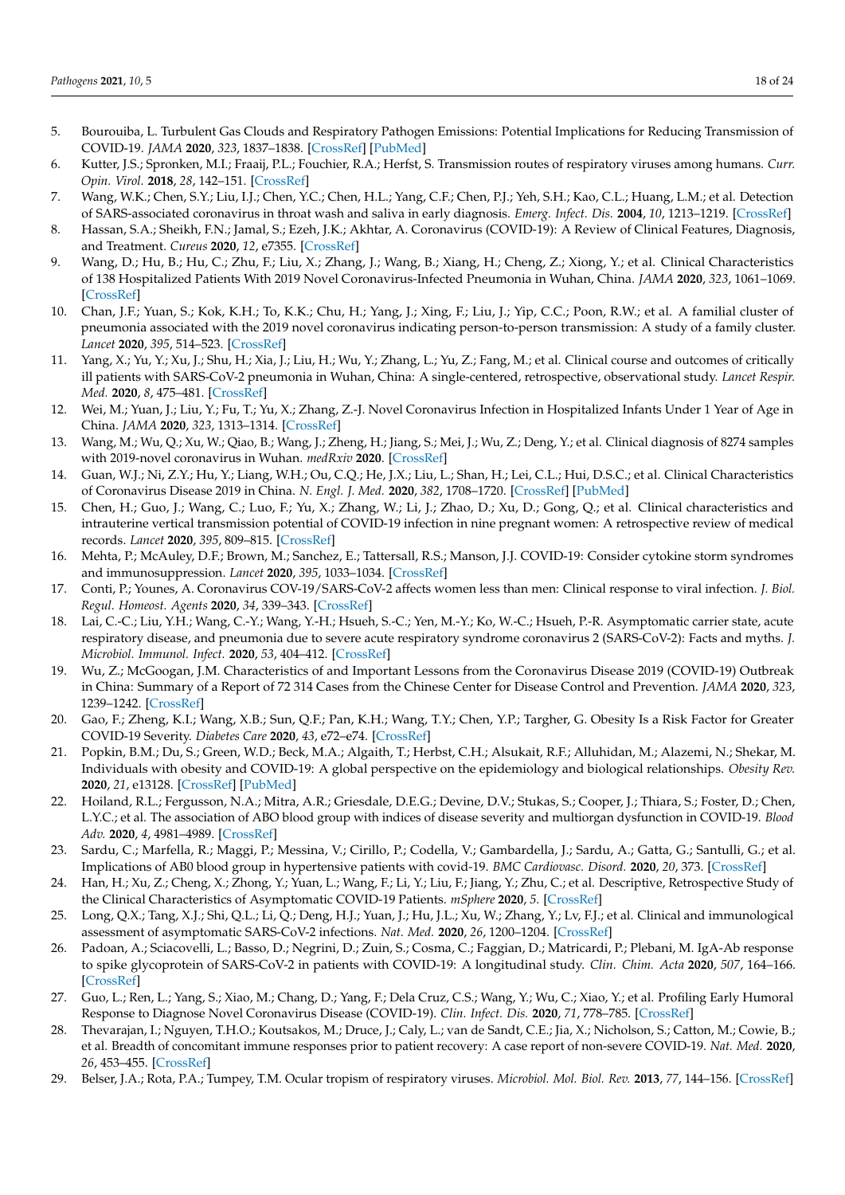5. Bourouiba, L. Turbulent Gas Clouds and Respiratory Pathogen Emissions: Potential Implications for Reducing Transmission of COVID-19. *JAMA* **2020**, *323*, 1837–1838. [CrossRef] [PubMed]
6. Kutter, J.S.; Spronken, M.I.; Fraaij, P.L.; Fouchier, R.A.; Herfst, S. Transmission routes of respiratory viruses among humans. *Curr. Opin. Virol.* **2018**, *28*, 142–151. [CrossRef]
7. Wang, W.K.; Chen, S.Y.; Liu, I.J.; Chen, Y.C.; Chen, H.L.; Yang, C.F.; Chen, P.J.; Yeh, S.H.; Kao, C.L.; Huang, L.M.; et al. Detection of SARS-associated coronavirus in throat wash and saliva in early diagnosis. *Emerg. Infect. Dis.* **2004**, *10*, 1213–1219. [CrossRef]
8. Hassan, S.A.; Sheikh, F.N.; Jamal, S.; Ezeh, J.K.; Akhtar, A. Coronavirus (COVID-19): A Review of Clinical Features, Diagnosis, and Treatment. *Cureus* **2020**, *12*, e7355. [CrossRef]
9. Wang, D.; Hu, B.; Hu, C.; Zhu, F.; Liu, X.; Zhang, J.; Wang, B.; Xiang, H.; Cheng, Z.; Xiong, Y.; et al. Clinical Characteristics of 138 Hospitalized Patients With 2019 Novel Coronavirus-Infected Pneumonia in Wuhan, China. *JAMA* **2020**, *323*, 1061–1069. [CrossRef]
10. Chan, J.F.; Yuan, S.; Kok, K.H.; To, K.K.; Chu, H.; Yang, J.; Xing, F.; Liu, J.; Yip, C.C.; Poon, R.W.; et al. A familial cluster of pneumonia associated with the 2019 novel coronavirus indicating person-to-person transmission: A study of a family cluster. *Lancet* **2020**, *395*, 514–523. [CrossRef]
11. Yang, X.; Yu, Y.; Xu, J.; Shu, H.; Xia, J.; Liu, H.; Wu, Y.; Zhang, L.; Yu, Z.; Fang, M.; et al. Clinical course and outcomes of critically ill patients with SARS-CoV-2 pneumonia in Wuhan, China: A single-centered, retrospective, observational study. *Lancet Respir. Med.* **2020**, *8*, 475–481. [CrossRef]
12. Wei, M.; Yuan, J.; Liu, Y.; Fu, T.; Yu, X.; Zhang, Z.-J. Novel Coronavirus Infection in Hospitalized Infants Under 1 Year of Age in China. *JAMA* **2020**, *323*, 1313–1314. [CrossRef]
13. Wang, M.; Wu, Q.; Xu, W.; Qiao, B.; Wang, J.; Zheng, H.; Jiang, S.; Mei, J.; Wu, Z.; Deng, Y.; et al. Clinical diagnosis of 8274 samples with 2019-novel coronavirus in Wuhan. *medRxiv* **2020**. [CrossRef]
14. Guan, W.J.; Ni, Z.Y.; Hu, Y.; Liang, W.H.; Ou, C.Q.; He, J.X.; Liu, L.; Shan, H.; Lei, C.L.; Hui, D.S.C.; et al. Clinical Characteristics of Coronavirus Disease 2019 in China. *N. Engl. J. Med.* **2020**, *382*, 1708–1720. [CrossRef] [PubMed]
15. Chen, H.; Guo, J.; Wang, C.; Luo, F.; Yu, X.; Zhang, W.; Li, J.; Zhao, D.; Xu, D.; Gong, Q.; et al. Clinical characteristics and intrauterine vertical transmission potential of COVID-19 infection in nine pregnant women: A retrospective review of medical records. *Lancet* **2020**, *395*, 809–815. [CrossRef]
16. Mehta, P.; McAuley, D.F.; Brown, M.; Sanchez, E.; Tattersall, R.S.; Manson, J.J. COVID-19: Consider cytokine storm syndromes and immunosuppression. *Lancet* **2020**, *395*, 1033–1034. [CrossRef]
17. Conti, P.; Younes, A. Coronavirus COV-19/SARS-CoV-2 affects women less than men: Clinical response to viral infection. *J. Biol. Regul. Homeost. Agents* **2020**, *34*, 339–343. [CrossRef]
18. Lai, C.-C.; Liu, Y.H.; Wang, C.-Y.; Wang, Y.-H.; Hsueh, S.-C.; Yen, M.-Y.; Ko, W.-C.; Hsueh, P.-R. Asymptomatic carrier state, acute respiratory disease, and pneumonia due to severe acute respiratory syndrome coronavirus 2 (SARS-CoV-2): Facts and myths. *J. Microbiol. Immunol. Infect.* **2020**, *53*, 404–412. [CrossRef]
19. Wu, Z.; McGoogan, J.M. Characteristics of and Important Lessons from the Coronavirus Disease 2019 (COVID-19) Outbreak in China: Summary of a Report of 72 314 Cases from the Chinese Center for Disease Control and Prevention. *JAMA* **2020**, *323*, 1239–1242. [CrossRef]
20. Gao, F.; Zheng, K.I.; Wang, X.B.; Sun, Q.F.; Pan, K.H.; Wang, T.Y.; Chen, Y.P.; Targher, G. Obesity Is a Risk Factor for Greater COVID-19 Severity. *Diabetes Care* **2020**, *43*, e72–e74. [CrossRef]
21. Popkin, B.M.; Du, S.; Green, W.D.; Beck, M.A.; Algaith, T.; Herbst, C.H.; Alsukait, R.F.; Alluhidan, M.; Alazemi, N.; Shekar, M. Individuals with obesity and COVID-19: A global perspective on the epidemiology and biological relationships. *Obesity Rev.* **2020**, *21*, e13128. [CrossRef] [PubMed]
22. Hoiland, R.L.; Fergusson, N.A.; Mitra, A.R.; Griesdale, D.E.G.; Devine, D.V.; Stukas, S.; Cooper, J.; Thiara, S.; Foster, D.; Chen, L.Y.C.; et al. The association of ABO blood group with indices of disease severity and multiorgan dysfunction in COVID-19. *Blood Adv.* **2020**, *4*, 4981–4989. [CrossRef]
23. Sardu, C.; Marfella, R.; Maggi, P.; Messina, V.; Cirillo, P.; Codella, V.; Gambardella, J.; Sardu, A.; Gatta, G.; Santulli, G.; et al. Implications of AB0 blood group in hypertensive patients with covid-19. *BMC Cardiovasc. Disord.* **2020**, *20*, 373. [CrossRef]
24. Han, H.; Xu, Z.; Cheng, X.; Zhong, Y.; Yuan, L.; Wang, F.; Li, Y.; Liu, F.; Jiang, Y.; Zhu, C.; et al. Descriptive, Retrospective Study of the Clinical Characteristics of Asymptomatic COVID-19 Patients. *mSphere* **2020**, *5*. [CrossRef]
25. Long, Q.X.; Tang, X.J.; Shi, Q.L.; Li, Q.; Deng, H.J.; Yuan, J.; Hu, J.L.; Xu, W.; Zhang, Y.; Lv, F.J.; et al. Clinical and immunological assessment of asymptomatic SARS-CoV-2 infections. *Nat. Med.* **2020**, *26*, 1200–1204. [CrossRef]
26. Padoan, A.; Sciacovelli, L.; Basso, D.; Negrini, D.; Zuin, S.; Cosma, C.; Faggian, D.; Matricardi, P.; Plebani, M. IgA-Ab response to spike glycoprotein of SARS-CoV-2 in patients with COVID-19: A longitudinal study. *Clin. Chim. Acta* **2020**, *507*, 164–166. [CrossRef]
27. Guo, L.; Ren, L.; Yang, S.; Xiao, M.; Chang, D.; Yang, F.; Dela Cruz, C.S.; Wang, Y.; Wu, C.; Xiao, Y.; et al. Profiling Early Humoral Response to Diagnose Novel Coronavirus Disease (COVID-19). *Clin. Infect. Dis.* **2020**, *71*, 778–785. [CrossRef]
28. Thevarajan, I.; Nguyen, T.H.O.; Koutsakos, M.; Druce, J.; Caly, L.; van de Sandt, C.E.; Jia, X.; Nicholson, S.; Catton, M.; Cowie, B.; et al. Breadth of concomitant immune responses prior to patient recovery: A case report of non-severe COVID-19. *Nat. Med.* **2020**, *26*, 453–455. [CrossRef]
29. Belser, J.A.; Rota, P.A.; Tumpey, T.M. Ocular tropism of respiratory viruses. *Microbiol. Mol. Biol. Rev.* **2013**, *77*, 144–156. [CrossRef]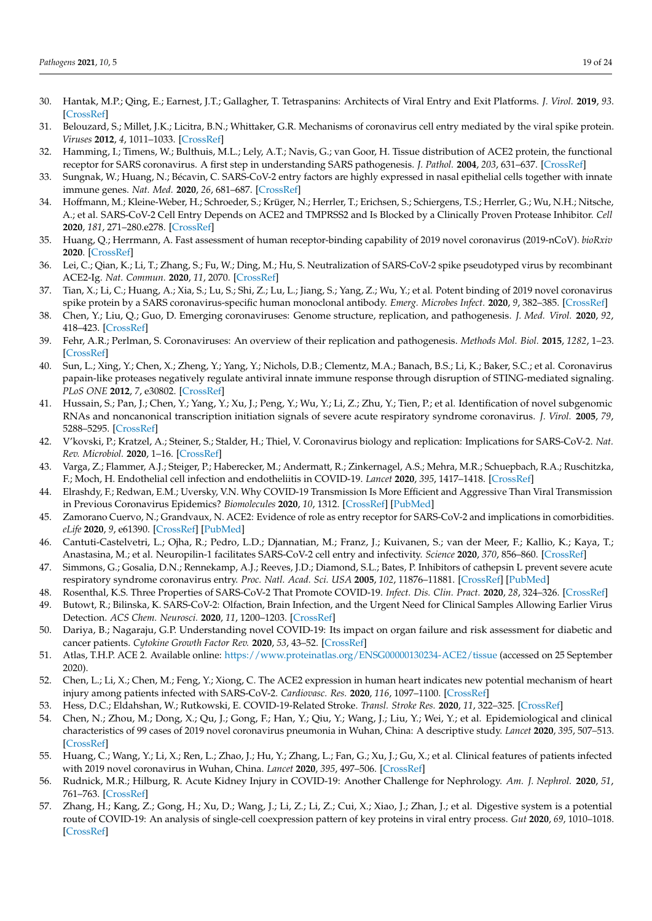30. Hantak, M.P.; Qing, E.; Earnest, J.T.; Gallagher, T. Tetraspanins: Architects of Viral Entry and Exit Platforms. *J. Virol.* **2019**, *93*. [CrossRef]
31. Belouzard, S.; Millet, J.K.; Licitra, B.N.; Whittaker, G.R. Mechanisms of coronavirus cell entry mediated by the viral spike protein. *Viruses* **2012**, *4*, 1011–1033. [CrossRef]
32. Hamming, I.; Timens, W.; Bulthuis, M.L.; Lely, A.T.; Navis, G.; van Goor, H. Tissue distribution of ACE2 protein, the functional receptor for SARS coronavirus. A first step in understanding SARS pathogenesis. *J. Pathol.* **2004**, *203*, 631–637. [CrossRef]
33. Sungnak, W.; Huang, N.; Bécavin, C. SARS-CoV-2 entry factors are highly expressed in nasal epithelial cells together with innate immune genes. *Nat. Med.* **2020**, *26*, 681–687. [CrossRef]
34. Hoffmann, M.; Kleine-Weber, H.; Schroeder, S.; Krüger, N.; Herrler, T.; Erichsen, S.; Schiergens, T.S.; Herrler, G.; Wu, N.H.; Nitsche, A.; et al. SARS-CoV-2 Cell Entry Depends on ACE2 and TMPRSS2 and Is Blocked by a Clinically Proven Protease Inhibitor. *Cell* **2020**, *181*, 271–280.e278. [CrossRef]
35. Huang, Q.; Herrmann, A. Fast assessment of human receptor-binding capability of 2019 novel coronavirus (2019-nCoV). *bioRxiv* **2020**. [CrossRef]
36. Lei, C.; Qian, K.; Li, T.; Zhang, S.; Fu, W.; Ding, M.; Hu, S. Neutralization of SARS-CoV-2 spike pseudotyped virus by recombinant ACE2-Ig. *Nat. Commun.* **2020**, *11*, 2070. [CrossRef]
37. Tian, X.; Li, C.; Huang, A.; Xia, S.; Lu, S.; Shi, Z.; Lu, L.; Jiang, S.; Yang, Z.; Wu, Y.; et al. Potent binding of 2019 novel coronavirus spike protein by a SARS coronavirus-specific human monoclonal antibody. *Emerg. Microbes Infect.* **2020**, *9*, 382–385. [CrossRef]
38. Chen, Y.; Liu, Q.; Guo, D. Emerging coronaviruses: Genome structure, replication, and pathogenesis. *J. Med. Virol.* **2020**, *92*, 418–423. [CrossRef]
39. Fehr, A.R.; Perlman, S. Coronaviruses: An overview of their replication and pathogenesis. *Methods Mol. Biol.* **2015**, *1282*, 1–23. [CrossRef]
40. Sun, L.; Xing, Y.; Chen, X.; Zheng, Y.; Yang, Y.; Nichols, D.B.; Clementz, M.A.; Banach, B.S.; Li, K.; Baker, S.C.; et al. Coronavirus papain-like proteases negatively regulate antiviral innate immune response through disruption of STING-mediated signaling. *PLoS ONE* **2012**, *7*, e30802. [CrossRef]
41. Hussain, S.; Pan, J.; Chen, Y.; Yang, Y.; Xu, J.; Peng, Y.; Wu, Y.; Li, Z.; Zhu, Y.; Tien, P.; et al. Identification of novel subgenomic RNAs and noncanonical transcription initiation signals of severe acute respiratory syndrome coronavirus. *J. Virol.* **2005**, *79*, 5288–5295. [CrossRef]
42. V'kovski, P.; Kratzel, A.; Steiner, S.; Stalder, H.; Thiel, V. Coronavirus biology and replication: Implications for SARS-CoV-2. *Nat. Rev. Microbiol.* **2020**, 1–16. [CrossRef]
43. Varga, Z.; Flammer, A.J.; Steiger, P.; Haberecker, M.; Andermatt, R.; Zinkernagel, A.S.; Mehra, M.R.; Schuepbach, R.A.; Ruschitzka, F.; Moch, H. Endothelial cell infection and endotheliitis in COVID-19. *Lancet* **2020**, *395*, 1417–1418. [CrossRef]
44. Elrashdy, F.; Redwan, E.M.; Uversky, V.N. Why COVID-19 Transmission Is More Efficient and Aggressive Than Viral Transmission in Previous Coronavirus Epidemics? *Biomolecules* **2020**, *10*, 1312. [CrossRef] [PubMed]
45. Zamorano Cuervo, N.; Grandvaux, N. ACE2: Evidence of role as entry receptor for SARS-CoV-2 and implications in comorbidities. *eLife* **2020**, *9*, e61390. [CrossRef] [PubMed]
46. Cantuti-Castelvetri, L.; Ojha, R.; Pedro, L.D.; Djannatian, M.; Franz, J.; Kuivanen, S.; van der Meer, F.; Kallio, K.; Kaya, T.; Anastasina, M.; et al. Neuropilin-1 facilitates SARS-CoV-2 cell entry and infectivity. *Science* **2020**, *370*, 856–860. [CrossRef]
47. Simmons, G.; Gosalia, D.N.; Rennekamp, A.J.; Reeves, J.D.; Diamond, S.L.; Bates, P. Inhibitors of cathepsin L prevent severe acute respiratory syndrome coronavirus entry. *Proc. Natl. Acad. Sci. USA* **2005**, *102*, 11876–11881. [CrossRef] [PubMed]
48. Rosenthal, K.S. Three Properties of SARS-CoV-2 That Promote COVID-19. *Infect. Dis. Clin. Pract.* **2020**, *28*, 324–326. [CrossRef]
49. Butowt, R.; Bilinska, K. SARS-CoV-2: Olfaction, Brain Infection, and the Urgent Need for Clinical Samples Allowing Earlier Virus Detection. *ACS Chem. Neurosci.* **2020**, *11*, 1200–1203. [CrossRef]
50. Dariya, B.; Nagaraju, G.P. Understanding novel COVID-19: Its impact on organ failure and risk assessment for diabetic and cancer patients. *Cytokine Growth Factor Rev.* **2020**, *53*, 43–52. [CrossRef]
51. Atlas, T.H.P. ACE 2. Available online: https://www.proteinatlas.org/ENSG00000130234-ACE2/tissue (accessed on 25 September 2020).
52. Chen, L.; Li, X.; Chen, M.; Feng, Y.; Xiong, C. The ACE2 expression in human heart indicates new potential mechanism of heart injury among patients infected with SARS-CoV-2. *Cardiovasc. Res.* **2020**, *116*, 1097–1100. [CrossRef]
53. Hess, D.C.; Eldahshan, W.; Rutkowski, E. COVID-19-Related Stroke. *Transl. Stroke Res.* **2020**, *11*, 322–325. [CrossRef]
54. Chen, N.; Zhou, M.; Dong, X.; Qu, J.; Gong, F.; Han, Y.; Qiu, Y.; Wang, J.; Liu, Y.; Wei, Y.; et al. Epidemiological and clinical characteristics of 99 cases of 2019 novel coronavirus pneumonia in Wuhan, China: A descriptive study. *Lancet* **2020**, *395*, 507–513. [CrossRef]
55. Huang, C.; Wang, Y.; Li, X.; Ren, L.; Zhao, J.; Hu, Y.; Zhang, L.; Fan, G.; Xu, J.; Gu, X.; et al. Clinical features of patients infected with 2019 novel coronavirus in Wuhan, China. *Lancet* **2020**, *395*, 497–506. [CrossRef]
56. Rudnick, M.R.; Hilburg, R. Acute Kidney Injury in COVID-19: Another Challenge for Nephrology. *Am. J. Nephrol.* **2020**, *51*, 761–763. [CrossRef]
57. Zhang, H.; Kang, Z.; Gong, H.; Xu, D.; Wang, J.; Li, Z.; Li, Z.; Cui, X.; Xiao, J.; Zhan, J.; et al. Digestive system is a potential route of COVID-19: An analysis of single-cell coexpression pattern of key proteins in viral entry process. *Gut* **2020**, *69*, 1010–1018. [CrossRef]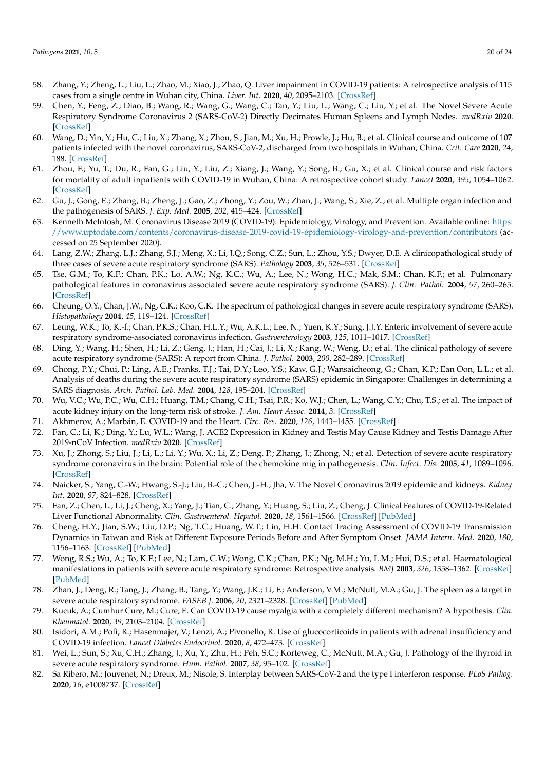58. Zhang, Y.; Zheng, L.; Liu, L.; Zhao, M.; Xiao, J.; Zhao, Q. Liver impairment in COVID-19 patients: A retrospective analysis of 115 cases from a single centre in Wuhan city, China. *Liver. Int.* **2020**, *40*, 2095–2103. [CrossRef]
59. Chen, Y.; Feng, Z.; Diao, B.; Wang, R.; Wang, G.; Wang, C.; Tan, Y.; Liu, L.; Wang, C.; Liu, Y.; et al. The Novel Severe Acute Respiratory Syndrome Coronavirus 2 (SARS-CoV-2) Directly Decimates Human Spleens and Lymph Nodes. *medRxiv* **2020**. [CrossRef]
60. Wang, D.; Yin, Y.; Hu, C.; Liu, X.; Zhang, X.; Zhou, S.; Jian, M.; Xu, H.; Prowle, J.; Hu, B.; et al. Clinical course and outcome of 107 patients infected with the novel coronavirus, SARS-CoV-2, discharged from two hospitals in Wuhan, China. *Crit. Care* **2020**, *24*, 188. [CrossRef]
61. Zhou, F.; Yu, T.; Du, R.; Fan, G.; Liu, Y.; Liu, Z.; Xiang, J.; Wang, Y.; Song, B.; Gu, X.; et al. Clinical course and risk factors for mortality of adult inpatients with COVID-19 in Wuhan, China: A retrospective cohort study. *Lancet* **2020**, *395*, 1054–1062. [CrossRef]
62. Gu, J.; Gong, E.; Zhang, B.; Zheng, J.; Gao, Z.; Zhong, Y.; Zou, W.; Zhan, J.; Wang, S.; Xie, Z.; et al. Multiple organ infection and the pathogenesis of SARS. *J. Exp. Med.* **2005**, *202*, 415–424. [CrossRef]
63. Kenneth McIntosh, M. Coronavirus Disease 2019 (COVID-19): Epidemiology, Virology, and Prevention. Available online: https://www.uptodate.com/contents/coronavirus-disease-2019-covid-19-epidemiology-virology-and-prevention/contributors (accessed on 25 September 2020).
64. Lang, Z.W.; Zhang, L.J.; Zhang, S.J.; Meng, X.; Li, J.Q.; Song, C.Z.; Sun, L.; Zhou, Y.S.; Dwyer, D.E. A clinicopathological study of three cases of severe acute respiratory syndrome (SARS). *Pathology* **2003**, *35*, 526–531. [CrossRef]
65. Tse, G.M.; To, K.F.; Chan, P.K.; Lo, A.W.; Ng, K.C.; Wu, A.; Lee, N.; Wong, H.C.; Mak, S.M.; Chan, K.F.; et al. Pulmonary pathological features in coronavirus associated severe acute respiratory syndrome (SARS). *J. Clin. Pathol.* **2004**, *57*, 260–265. [CrossRef]
66. Cheung, O.Y.; Chan, J.W.; Ng, C.K.; Koo, C.K. The spectrum of pathological changes in severe acute respiratory syndrome (SARS). *Histopathology* **2004**, *45*, 119–124. [CrossRef]
67. Leung, W.K.; To, K.-f.; Chan, P.K.S.; Chan, H.L.Y.; Wu, A.K.L.; Lee, N.; Yuen, K.Y.; Sung, J.J.Y. Enteric involvement of severe acute respiratory syndrome-associated coronavirus infection. *Gastroenterology* **2003**, *125*, 1011–1017. [CrossRef]
68. Ding, Y.; Wang, H.; Shen, H.; Li, Z.; Geng, J.; Han, H.; Cai, J.; Li, X.; Kang, W.; Weng, D.; et al. The clinical pathology of severe acute respiratory syndrome (SARS): A report from China. *J. Pathol.* **2003**, *200*, 282–289. [CrossRef]
69. Chong, P.Y.; Chui, P.; Ling, A.E.; Franks, T.J.; Tai, D.Y.; Leo, Y.S.; Kaw, G.J.; Wansaicheong, G.; Chan, K.P.; Ean Oon, L.L.; et al. Analysis of deaths during the severe acute respiratory syndrome (SARS) epidemic in Singapore: Challenges in determining a SARS diagnosis. *Arch. Pathol. Lab. Med.* **2004**, *128*, 195–204. [CrossRef]
70. Wu, V.C.; Wu, P.C.; Wu, C.H.; Huang, T.M.; Chang, C.H.; Tsai, P.R.; Ko, W.J.; Chen, L.; Wang, C.Y.; Chu, T.S.; et al. The impact of acute kidney injury on the long-term risk of stroke. *J. Am. Heart Assoc.* **2014**, *3*. [CrossRef]
71. Akhmerov, A.; Marbán, E. COVID-19 and the Heart. *Circ. Res.* **2020**, *126*, 1443–1455. [CrossRef]
72. Fan, C.; Li, K.; Ding, Y.; Lu, W.L.; Wang, J. ACE2 Expression in Kidney and Testis May Cause Kidney and Testis Damage After 2019-nCoV Infection. *medRxiv* **2020**. [CrossRef]
73. Xu, J.; Zhong, S.; Liu, J.; Li, L.; Li, Y.; Wu, X.; Li, Z.; Deng, P.; Zhang, J.; Zhong, N.; et al. Detection of severe acute respiratory syndrome coronavirus in the brain: Potential role of the chemokine mig in pathogenesis. *Clin. Infect. Dis.* **2005**, *41*, 1089–1096. [CrossRef]
74. Naicker, S.; Yang, C.-W.; Hwang, S.-J.; Liu, B.-C.; Chen, J.-H.; Jha, V. The Novel Coronavirus 2019 epidemic and kidneys. *Kidney Int.* **2020**, *97*, 824–828. [CrossRef]
75. Fan, Z.; Chen, L.; Li, J.; Cheng, X.; Yang, J.; Tian, C.; Zhang, Y.; Huang, S.; Liu, Z.; Cheng, J. Clinical Features of COVID-19-Related Liver Functional Abnormality. *Clin. Gastroenterol. Hepatol.* **2020**, *18*, 1561–1566. [CrossRef] [PubMed]
76. Cheng, H.Y.; Jian, S.W.; Liu, D.P.; Ng, T.C.; Huang, W.T.; Lin, H.H. Contact Tracing Assessment of COVID-19 Transmission Dynamics in Taiwan and Risk at Different Exposure Periods Before and After Symptom Onset. *JAMA Intern. Med.* **2020**, *180*, 1156–1163. [CrossRef] [PubMed]
77. Wong, R.S.; Wu, A.; To, K.F.; Lee, N.; Lam, C.W.; Wong, C.K.; Chan, P.K.; Ng, M.H.; Yu, L.M.; Hui, D.S.; et al. Haematological manifestations in patients with severe acute respiratory syndrome: Retrospective analysis. *BMJ* **2003**, *326*, 1358–1362. [CrossRef] [PubMed]
78. Zhan, J.; Deng, R.; Tang, J.; Zhang, B.; Tang, Y.; Wang, J.K.; Li, F.; Anderson, V.M.; McNutt, M.A.; Gu, J. The spleen as a target in severe acute respiratory syndrome. *FASEB J.* **2006**, *20*, 2321–2328. [CrossRef] [PubMed]
79. Kucuk, A.; Cumhur Cure, M.; Cure, E. Can COVID-19 cause myalgia with a completely different mechanism? A hypothesis. *Clin. Rheumatol.* **2020**, *39*, 2103–2104. [CrossRef]
80. Isidori, A.M.; Pofi, R.; Hasenmajer, V.; Lenzi, A.; Pivonello, R. Use of glucocorticoids in patients with adrenal insufficiency and COVID-19 infection. *Lancet Diabetes Endocrinol.* **2020**, *8*, 472–473. [CrossRef]
81. Wei, L.; Sun, S.; Xu, C.H.; Zhang, J.; Xu, Y.; Zhu, H.; Peh, S.C.; Korteweg, C.; McNutt, M.A.; Gu, J. Pathology of the thyroid in severe acute respiratory syndrome. *Hum. Pathol.* **2007**, *38*, 95–102. [CrossRef]
82. Sa Ribero, M.; Jouvenet, N.; Dreux, M.; Nisole, S. Interplay between SARS-CoV-2 and the type I interferon response. *PLoS Pathog.* **2020**, *16*, e1008737. [CrossRef]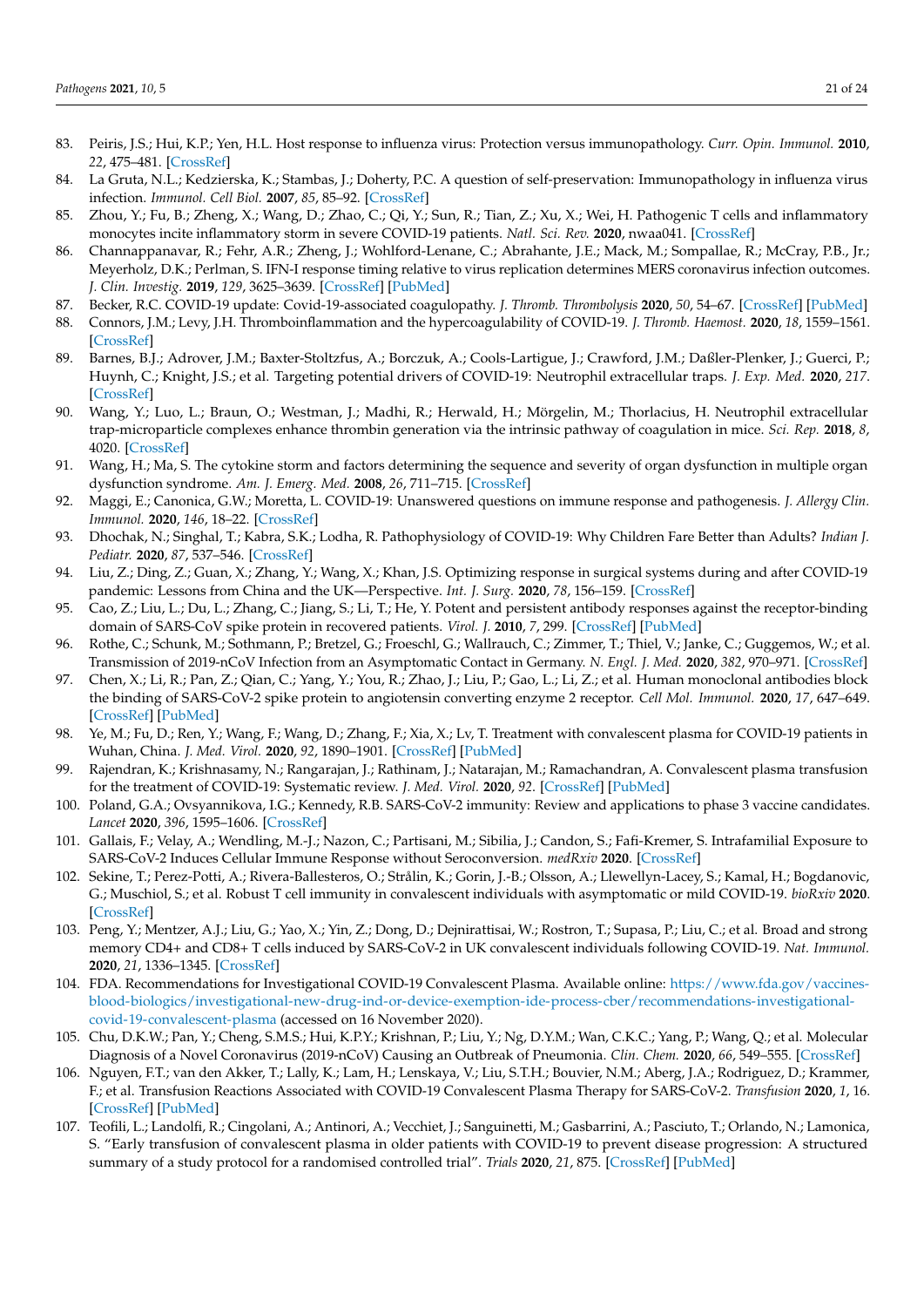83. Peiris, J.S.; Hui, K.P.; Yen, H.L. Host response to influenza virus: Protection versus immunopathology. *Curr. Opin. Immunol.* **2010**, *22*, 475–481. [CrossRef]
84. La Gruta, N.L.; Kedzierska, K.; Stambas, J.; Doherty, P.C. A question of self-preservation: Immunopathology in influenza virus infection. *Immunol. Cell Biol.* **2007**, *85*, 85–92. [CrossRef]
85. Zhou, Y.; Fu, B.; Zheng, X.; Wang, D.; Zhao, C.; Qi, Y.; Sun, R.; Tian, Z.; Xu, X.; Wei, H. Pathogenic T cells and inflammatory monocytes incite inflammatory storm in severe COVID-19 patients. *Natl. Sci. Rev.* **2020**, nwaa041. [CrossRef]
86. Channappanavar, R.; Fehr, A.R.; Zheng, J.; Wohlford-Lenane, C.; Abrahante, J.E.; Mack, M.; Sompallae, R.; McCray, P.B., Jr.; Meyerholz, D.K.; Perlman, S. IFN-I response timing relative to virus replication determines MERS coronavirus infection outcomes. *J. Clin. Investig.* **2019**, *129*, 3625–3639. [CrossRef] [PubMed]
87. Becker, R.C. COVID-19 update: Covid-19-associated coagulopathy. *J. Thromb. Thrombolysis* **2020**, *50*, 54–67. [CrossRef] [PubMed]
88. Connors, J.M.; Levy, J.H. Thromboinflammation and the hypercoagulability of COVID-19. *J. Thromb. Haemost.* **2020**, *18*, 1559–1561. [CrossRef]
89. Barnes, B.J.; Adrover, J.M.; Baxter-Stoltzfus, A.; Borczuk, A.; Cools-Lartigue, J.; Crawford, J.M.; Daßler-Plenker, J.; Guerci, P.; Huynh, C.; Knight, J.S.; et al. Targeting potential drivers of COVID-19: Neutrophil extracellular traps. *J. Exp. Med.* **2020**, *217*. [CrossRef]
90. Wang, Y.; Luo, L.; Braun, O.; Westman, J.; Madhi, R.; Herwald, H.; Mörgelin, M.; Thorlacius, H. Neutrophil extracellular trap-microparticle complexes enhance thrombin generation via the intrinsic pathway of coagulation in mice. *Sci. Rep.* **2018**, *8*, 4020. [CrossRef]
91. Wang, H.; Ma, S. The cytokine storm and factors determining the sequence and severity of organ dysfunction in multiple organ dysfunction syndrome. *Am. J. Emerg. Med.* **2008**, *26*, 711–715. [CrossRef]
92. Maggi, E.; Canonica, G.W.; Moretta, L. COVID-19: Unanswered questions on immune response and pathogenesis. *J. Allergy Clin. Immunol.* **2020**, *146*, 18–22. [CrossRef]
93. Dhochak, N.; Singhal, T.; Kabra, S.K.; Lodha, R. Pathophysiology of COVID-19: Why Children Fare Better than Adults? *Indian J. Pediatr.* **2020**, *87*, 537–546. [CrossRef]
94. Liu, Z.; Ding, Z.; Guan, X.; Zhang, Y.; Wang, X.; Khan, J.S. Optimizing response in surgical systems during and after COVID-19 pandemic: Lessons from China and the UK—Perspective. *Int. J. Surg.* **2020**, *78*, 156–159. [CrossRef]
95. Cao, Z.; Liu, L.; Du, L.; Zhang, C.; Jiang, S.; Li, T.; He, Y. Potent and persistent antibody responses against the receptor-binding domain of SARS-CoV spike protein in recovered patients. *Virol. J.* **2010**, *7*, 299. [CrossRef] [PubMed]
96. Rothe, C.; Schunk, M.; Sothmann, P.; Bretzel, G.; Froeschl, G.; Wallrauch, C.; Zimmer, T.; Thiel, V.; Janke, C.; Guggemos, W.; et al. Transmission of 2019-nCoV Infection from an Asymptomatic Contact in Germany. *N. Engl. J. Med.* **2020**, *382*, 970–971. [CrossRef]
97. Chen, X.; Li, R.; Pan, Z.; Qian, C.; Yang, Y.; You, R.; Zhao, J.; Liu, P.; Gao, L.; Li, Z.; et al. Human monoclonal antibodies block the binding of SARS-CoV-2 spike protein to angiotensin converting enzyme 2 receptor. *Cell Mol. Immunol.* **2020**, *17*, 647–649. [CrossRef] [PubMed]
98. Ye, M.; Fu, D.; Ren, Y.; Wang, F.; Wang, D.; Zhang, F.; Xia, X.; Lv, T. Treatment with convalescent plasma for COVID-19 patients in Wuhan, China. *J. Med. Virol.* **2020**, *92*, 1890–1901. [CrossRef] [PubMed]
99. Rajendran, K.; Krishnasamy, N.; Rangarajan, J.; Rathinam, J.; Natarajan, M.; Ramachandran, A. Convalescent plasma transfusion for the treatment of COVID-19: Systematic review. *J. Med. Virol.* **2020**, *92*. [CrossRef] [PubMed]
100. Poland, G.A.; Ovsyannikova, I.G.; Kennedy, R.B. SARS-CoV-2 immunity: Review and applications to phase 3 vaccine candidates. *Lancet* **2020**, *396*, 1595–1606. [CrossRef]
101. Gallais, F.; Velay, A.; Wendling, M.-J.; Nazon, C.; Partisani, M.; Sibilia, J.; Candon, S.; Fafi-Kremer, S. Intrafamilial Exposure to SARS-CoV-2 Induces Cellular Immune Response without Seroconversion. *medRxiv* **2020**. [CrossRef]
102. Sekine, T.; Perez-Potti, A.; Rivera-Ballesteros, O.; Strålin, K.; Gorin, J.-B.; Olsson, A.; Llewellyn-Lacey, S.; Kamal, H.; Bogdanovic, G.; Muschiol, S.; et al. Robust T cell immunity in convalescent individuals with asymptomatic or mild COVID-19. *bioRxiv* **2020**. [CrossRef]
103. Peng, Y.; Mentzer, A.J.; Liu, G.; Yao, X.; Yin, Z.; Dong, D.; Dejnirattisai, W.; Rostron, T.; Supasa, P.; Liu, C.; et al. Broad and strong memory CD4+ and CD8+ T cells induced by SARS-CoV-2 in UK convalescent individuals following COVID-19. *Nat. Immunol.* **2020**, *21*, 1336–1345. [CrossRef]
104. FDA. Recommendations for Investigational COVID-19 Convalescent Plasma. Available online: https://www.fda.gov/vaccines-blood-biologics/investigational-new-drug-ind-or-device-exemption-ide-process-cber/recommendations-investigational-covid-19-convalescent-plasma (accessed on 16 November 2020).
105. Chu, D.K.W.; Pan, Y.; Cheng, S.M.S.; Hui, K.P.Y.; Krishnan, P.; Liu, Y.; Ng, D.Y.M.; Wan, C.K.C.; Yang, P.; Wang, Q.; et al. Molecular Diagnosis of a Novel Coronavirus (2019-nCoV) Causing an Outbreak of Pneumonia. *Clin. Chem.* **2020**, *66*, 549–555. [CrossRef]
106. Nguyen, F.T.; van den Akker, T.; Lally, K.; Lam, H.; Lenskaya, V.; Liu, S.T.H.; Bouvier, N.M.; Aberg, J.A.; Rodriguez, D.; Krammer, F.; et al. Transfusion Reactions Associated with COVID-19 Convalescent Plasma Therapy for SARS-CoV-2. *Transfusion* **2020**, *1*, 16. [CrossRef] [PubMed]
107. Teofili, L.; Landolfi, R.; Cingolani, A.; Antinori, A.; Vecchiet, J.; Sanguinetti, M.; Gasbarrini, A.; Pasciuto, T.; Orlando, N.; Lamonica, S. "Early transfusion of convalescent plasma in older patients with COVID-19 to prevent disease progression: A structured summary of a study protocol for a randomised controlled trial". *Trials* **2020**, *21*, 875. [CrossRef] [PubMed]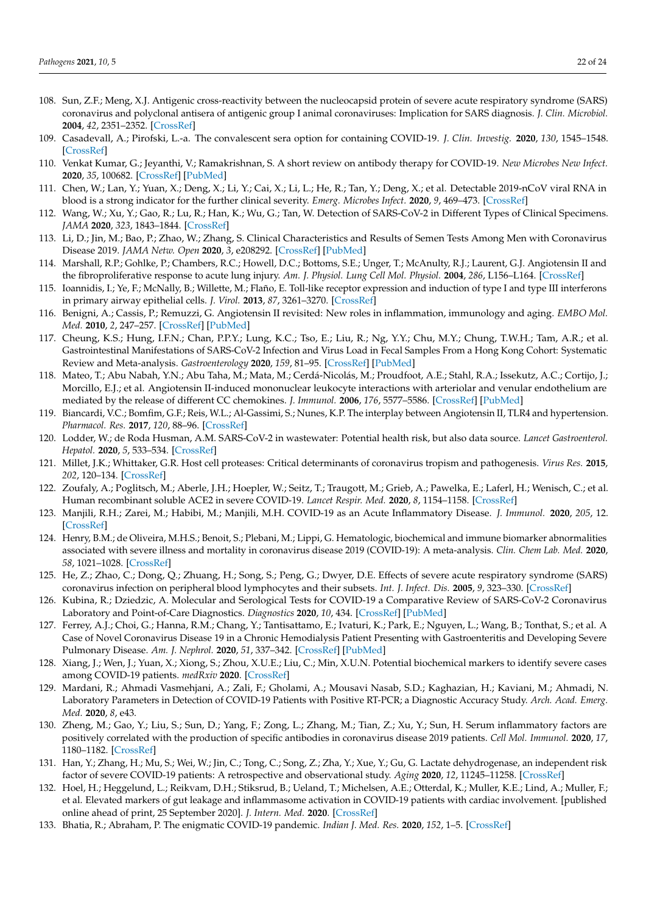108. Sun, Z.F.; Meng, X.J. Antigenic cross-reactivity between the nucleocapsid protein of severe acute respiratory syndrome (SARS) coronavirus and polyclonal antisera of antigenic group I animal coronaviruses: Implication for SARS diagnosis. *J. Clin. Microbiol.* **2004**, *42*, 2351–2352. [CrossRef]
109. Casadevall, A.; Pirofski, L.-a. The convalescent sera option for containing COVID-19. *J. Clin. Investig.* **2020**, *130*, 1545–1548. [CrossRef]
110. Venkat Kumar, G.; Jeyanthi, V.; Ramakrishnan, S. A short review on antibody therapy for COVID-19. *New Microbes New Infect.* **2020**, *35*, 100682. [CrossRef] [PubMed]
111. Chen, W.; Lan, Y.; Yuan, X.; Deng, X.; Li, Y.; Cai, X.; Li, L.; He, R.; Tan, Y.; Deng, X.; et al. Detectable 2019-nCoV viral RNA in blood is a strong indicator for the further clinical severity. *Emerg. Microbes Infect.* **2020**, *9*, 469–473. [CrossRef]
112. Wang, W.; Xu, Y.; Gao, R.; Lu, R.; Han, K.; Wu, G.; Tan, W. Detection of SARS-CoV-2 in Different Types of Clinical Specimens. *JAMA* **2020**, *323*, 1843–1844. [CrossRef]
113. Li, D.; Jin, M.; Bao, P.; Zhao, W.; Zhang, S. Clinical Characteristics and Results of Semen Tests Among Men with Coronavirus Disease 2019. *JAMA Netw. Open* **2020**, *3*, e208292. [CrossRef] [PubMed]
114. Marshall, R.P.; Gohlke, P.; Chambers, R.C.; Howell, D.C.; Bottoms, S.E.; Unger, T.; McAnulty, R.J.; Laurent, G.J. Angiotensin II and the fibroproliferative response to acute lung injury. *Am. J. Physiol. Lung Cell Mol. Physiol.* **2004**, *286*, L156–L164. [CrossRef]
115. Ioannidis, I.; Ye, F.; McNally, B.; Willette, M.; Flaño, E. Toll-like receptor expression and induction of type I and type III interferons in primary airway epithelial cells. *J. Virol.* **2013**, *87*, 3261–3270. [CrossRef]
116. Benigni, A.; Cassis, P.; Remuzzi, G. Angiotensin II revisited: New roles in inflammation, immunology and aging. *EMBO Mol. Med.* **2010**, *2*, 247–257. [CrossRef] [PubMed]
117. Cheung, K.S.; Hung, I.F.N.; Chan, P.P.Y.; Lung, K.C.; Tso, E.; Liu, R.; Ng, Y.Y.; Chu, M.Y.; Chung, T.W.H.; Tam, A.R.; et al. Gastrointestinal Manifestations of SARS-CoV-2 Infection and Virus Load in Fecal Samples From a Hong Kong Cohort: Systematic Review and Meta-analysis. *Gastroenterology* **2020**, *159*, 81–95. [CrossRef] [PubMed]
118. Mateo, T.; Abu Nabah, Y.N.; Abu Taha, M.; Mata, M.; Cerdá-Nicolás, M.; Proudfoot, A.E.; Stahl, R.A.; Issekutz, A.C.; Cortijo, J.; Morcillo, E.J.; et al. Angiotensin II-induced mononuclear leukocyte interactions with arteriolar and venular endothelium are mediated by the release of different CC chemokines. *J. Immunol.* **2006**, *176*, 5577–5586. [CrossRef] [PubMed]
119. Biancardi, V.C.; Bomfim, G.F.; Reis, W.L.; Al-Gassimi, S.; Nunes, K.P. The interplay between Angiotensin II, TLR4 and hypertension. *Pharmacol. Res.* **2017**, *120*, 88–96. [CrossRef]
120. Lodder, W.; de Roda Husman, A.M. SARS-CoV-2 in wastewater: Potential health risk, but also data source. *Lancet Gastroenterol. Hepatol.* **2020**, *5*, 533–534. [CrossRef]
121. Millet, J.K.; Whittaker, G.R. Host cell proteases: Critical determinants of coronavirus tropism and pathogenesis. *Virus Res.* **2015**, *202*, 120–134. [CrossRef]
122. Zoufaly, A.; Poglitsch, M.; Aberle, J.H.; Hoepler, W.; Seitz, T.; Traugott, M.; Grieb, A.; Pawelka, E.; Laferl, H.; Wenisch, C.; et al. Human recombinant soluble ACE2 in severe COVID-19. *Lancet Respir. Med.* **2020**, *8*, 1154–1158. [CrossRef]
123. Manjili, R.H.; Zarei, M.; Habibi, M.; Manjili, M.H. COVID-19 as an Acute Inflammatory Disease. *J. Immunol.* **2020**, *205*, 12. [CrossRef]
124. Henry, B.M.; de Oliveira, M.H.S.; Benoit, S.; Plebani, M.; Lippi, G. Hematologic, biochemical and immune biomarker abnormalities associated with severe illness and mortality in coronavirus disease 2019 (COVID-19): A meta-analysis. *Clin. Chem Lab. Med.* **2020**, *58*, 1021–1028. [CrossRef]
125. He, Z.; Zhao, C.; Dong, Q.; Zhuang, H.; Song, S.; Peng, G.; Dwyer, D.E. Effects of severe acute respiratory syndrome (SARS) coronavirus infection on peripheral blood lymphocytes and their subsets. *Int. J. Infect. Dis.* **2005**, *9*, 323–330. [CrossRef]
126. Kubina, R.; Dziedzic, A. Molecular and Serological Tests for COVID-19 a Comparative Review of SARS-CoV-2 Coronavirus Laboratory and Point-of-Care Diagnostics. *Diagnostics* **2020**, *10*, 434. [CrossRef] [PubMed]
127. Ferrey, A.J.; Choi, G.; Hanna, R.M.; Chang, Y.; Tantisattamo, E.; Ivaturi, K.; Park, E.; Nguyen, L.; Wang, B.; Tonthat, S.; et al. A Case of Novel Coronavirus Disease 19 in a Chronic Hemodialysis Patient Presenting with Gastroenteritis and Developing Severe Pulmonary Disease. *Am. J. Nephrol.* **2020**, *51*, 337–342. [CrossRef] [PubMed]
128. Xiang, J.; Wen, J.; Yuan, X.; Xiong, S.; Zhou, X.U.E.; Liu, C.; Min, X.U.N. Potential biochemical markers to identify severe cases among COVID-19 patients. *medRxiv* **2020**. [CrossRef]
129. Mardani, R.; Ahmadi Vasmehjani, A.; Zali, F.; Gholami, A.; Mousavi Nasab, S.D.; Kaghazian, H.; Kaviani, M.; Ahmadi, N. Laboratory Parameters in Detection of COVID-19 Patients with Positive RT-PCR; a Diagnostic Accuracy Study. *Arch. Acad. Emerg. Med.* **2020**, *8*, e43.
130. Zheng, M.; Gao, Y.; Liu, S.; Sun, D.; Yang, F.; Zong, L.; Zhang, M.; Tian, Z.; Xu, Y.; Sun, H. Serum inflammatory factors are positively correlated with the production of specific antibodies in coronavirus disease 2019 patients. *Cell Mol. Immunol.* **2020**, *17*, 1180–1182. [CrossRef]
131. Han, Y.; Zhang, H.; Mu, S.; Wei, W.; Jin, C.; Tong, C.; Song, Z.; Zha, Y.; Xue, Y.; Gu, G. Lactate dehydrogenase, an independent risk factor of severe COVID-19 patients: A retrospective and observational study. *Aging* **2020**, *12*, 11245–11258. [CrossRef]
132. Hoel, H.; Heggelund, L.; Reikvam, D.H.; Stiksrud, B.; Ueland, T.; Michelsen, A.E.; Otterdal, K.; Muller, K.E.; Lind, A.; Muller, F.; et al. Elevated markers of gut leakage and inflammasome activation in COVID-19 patients with cardiac involvement. [published online ahead of print, 25 September 2020]. *J. Intern. Med.* **2020**. [CrossRef]
133. Bhatia, R.; Abraham, P. The enigmatic COVID-19 pandemic. *Indian J. Med. Res.* **2020**, *152*, 1–5. [CrossRef]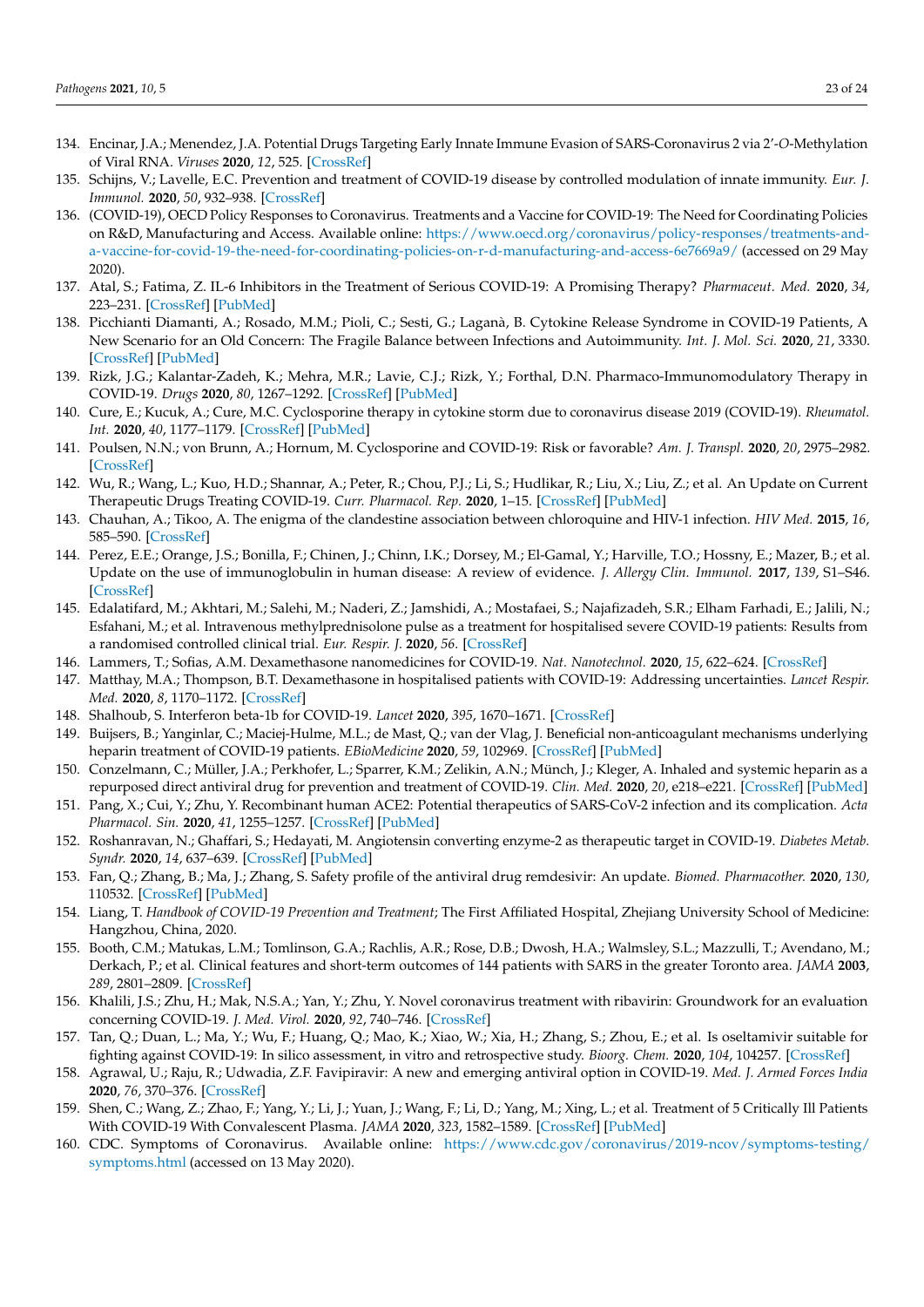134. Encinar, J.A.; Menendez, J.A. Potential Drugs Targeting Early Innate Immune Evasion of SARS-Coronavirus 2 via 2′-*O*-Methylation of Viral RNA. *Viruses* **2020**, *12*, 525. [CrossRef]
135. Schijns, V.; Lavelle, E.C. Prevention and treatment of COVID-19 disease by controlled modulation of innate immunity. *Eur. J. Immunol.* **2020**, *50*, 932–938. [CrossRef]
136. (COVID-19), OECD Policy Responses to Coronavirus. Treatments and a Vaccine for COVID-19: The Need for Coordinating Policies on R&D, Manufacturing and Access. Available online: https://www.oecd.org/coronavirus/policy-responses/treatments-and-a-vaccine-for-covid-19-the-need-for-coordinating-policies-on-r-d-manufacturing-and-access-6e7669a9/ (accessed on 29 May 2020).
137. Atal, S.; Fatima, Z. IL-6 Inhibitors in the Treatment of Serious COVID-19: A Promising Therapy? *Pharmaceut. Med.* **2020**, *34*, 223–231. [CrossRef] [PubMed]
138. Picchianti Diamanti, A.; Rosado, M.M.; Pioli, C.; Sesti, G.; Laganà, B. Cytokine Release Syndrome in COVID-19 Patients, A New Scenario for an Old Concern: The Fragile Balance between Infections and Autoimmunity. *Int. J. Mol. Sci.* **2020**, *21*, 3330. [CrossRef] [PubMed]
139. Rizk, J.G.; Kalantar-Zadeh, K.; Mehra, M.R.; Lavie, C.J.; Rizk, Y.; Forthal, D.N. Pharmaco-Immunomodulatory Therapy in COVID-19. *Drugs* **2020**, *80*, 1267–1292. [CrossRef] [PubMed]
140. Cure, E.; Kucuk, A.; Cure, M.C. Cyclosporine therapy in cytokine storm due to coronavirus disease 2019 (COVID-19). *Rheumatol. Int.* **2020**, *40*, 1177–1179. [CrossRef] [PubMed]
141. Poulsen, N.N.; von Brunn, A.; Hornum, M. Cyclosporine and COVID-19: Risk or favorable? *Am. J. Transpl.* **2020**, *20*, 2975–2982. [CrossRef]
142. Wu, R.; Wang, L.; Kuo, H.D.; Shannar, A.; Peter, R.; Chou, P.J.; Li, S.; Hudlikar, R.; Liu, X.; Liu, Z.; et al. An Update on Current Therapeutic Drugs Treating COVID-19. *Curr. Pharmacol. Rep.* **2020**, 1–15. [CrossRef] [PubMed]
143. Chauhan, A.; Tikoo, A. The enigma of the clandestine association between chloroquine and HIV-1 infection. *HIV Med.* **2015**, *16*, 585–590. [CrossRef]
144. Perez, E.E.; Orange, J.S.; Bonilla, F.; Chinen, J.; Chinn, I.K.; Dorsey, M.; El-Gamal, Y.; Harville, T.O.; Hossny, E.; Mazer, B.; et al. Update on the use of immunoglobulin in human disease: A review of evidence. *J. Allergy Clin. Immunol.* **2017**, *139*, S1–S46. [CrossRef]
145. Edalatifard, M.; Akhtari, M.; Salehi, M.; Naderi, Z.; Jamshidi, A.; Mostafaei, S.; Najafizadeh, S.R.; Elham Farhadi, E.; Jalili, N.; Esfahani, M.; et al. Intravenous methylprednisolone pulse as a treatment for hospitalised severe COVID-19 patients: Results from a randomised controlled clinical trial. *Eur. Respir. J.* **2020**, *56*. [CrossRef]
146. Lammers, T.; Sofias, A.M. Dexamethasone nanomedicines for COVID-19. *Nat. Nanotechnol.* **2020**, *15*, 622–624. [CrossRef]
147. Matthay, M.A.; Thompson, B.T. Dexamethasone in hospitalised patients with COVID-19: Addressing uncertainties. *Lancet Respir. Med.* **2020**, *8*, 1170–1172. [CrossRef]
148. Shalhoub, S. Interferon beta-1b for COVID-19. *Lancet* **2020**, *395*, 1670–1671. [CrossRef]
149. Buijsers, B.; Yanginlar, C.; Maciej-Hulme, M.L.; de Mast, Q.; van der Vlag, J. Beneficial non-anticoagulant mechanisms underlying heparin treatment of COVID-19 patients. *EBioMedicine* **2020**, *59*, 102969. [CrossRef] [PubMed]
150. Conzelmann, C.; Müller, J.A.; Perkhofer, L.; Sparrer, K.M.; Zelikin, A.N.; Münch, J.; Kleger, A. Inhaled and systemic heparin as a repurposed direct antiviral drug for prevention and treatment of COVID-19. *Clin. Med.* **2020**, *20*, e218–e221. [CrossRef] [PubMed]
151. Pang, X.; Cui, Y.; Zhu, Y. Recombinant human ACE2: Potential therapeutics of SARS-CoV-2 infection and its complication. *Acta Pharmacol. Sin.* **2020**, *41*, 1255–1257. [CrossRef] [PubMed]
152. Roshanravan, N.; Ghaffari, S.; Hedayati, M. Angiotensin converting enzyme-2 as therapeutic target in COVID-19. *Diabetes Metab. Syndr.* **2020**, *14*, 637–639. [CrossRef] [PubMed]
153. Fan, Q.; Zhang, B.; Ma, J.; Zhang, S. Safety profile of the antiviral drug remdesivir: An update. *Biomed. Pharmacother.* **2020**, *130*, 110532. [CrossRef] [PubMed]
154. Liang, T. *Handbook of COVID-19 Prevention and Treatment*; The First Affiliated Hospital, Zhejiang University School of Medicine: Hangzhou, China, 2020.
155. Booth, C.M.; Matukas, L.M.; Tomlinson, G.A.; Rachlis, A.R.; Rose, D.B.; Dwosh, H.A.; Walmsley, S.L.; Mazzulli, T.; Avendano, M.; Derkach, P.; et al. Clinical features and short-term outcomes of 144 patients with SARS in the greater Toronto area. *JAMA* **2003**, *289*, 2801–2809. [CrossRef]
156. Khalili, J.S.; Zhu, H.; Mak, N.S.A.; Yan, Y.; Zhu, Y. Novel coronavirus treatment with ribavirin: Groundwork for an evaluation concerning COVID-19. *J. Med. Virol.* **2020**, *92*, 740–746. [CrossRef]
157. Tan, Q.; Duan, L.; Ma, Y.; Wu, F.; Huang, Q.; Mao, K.; Xiao, W.; Xia, H.; Zhang, S.; Zhou, E.; et al. Is oseltamivir suitable for fighting against COVID-19: In silico assessment, in vitro and retrospective study. *Bioorg. Chem.* **2020**, *104*, 104257. [CrossRef]
158. Agrawal, U.; Raju, R.; Udwadia, Z.F. Favipiravir: A new and emerging antiviral option in COVID-19. *Med. J. Armed Forces India* **2020**, *76*, 370–376. [CrossRef]
159. Shen, C.; Wang, Z.; Zhao, F.; Yang, Y.; Li, J.; Yuan, J.; Wang, F.; Li, D.; Yang, M.; Xing, L.; et al. Treatment of 5 Critically Ill Patients With COVID-19 With Convalescent Plasma. *JAMA* **2020**, *323*, 1582–1589. [CrossRef] [PubMed]
160. CDC. Symptoms of Coronavirus. Available online: https://www.cdc.gov/coronavirus/2019-ncov/symptoms-testing/symptoms.html (accessed on 13 May 2020).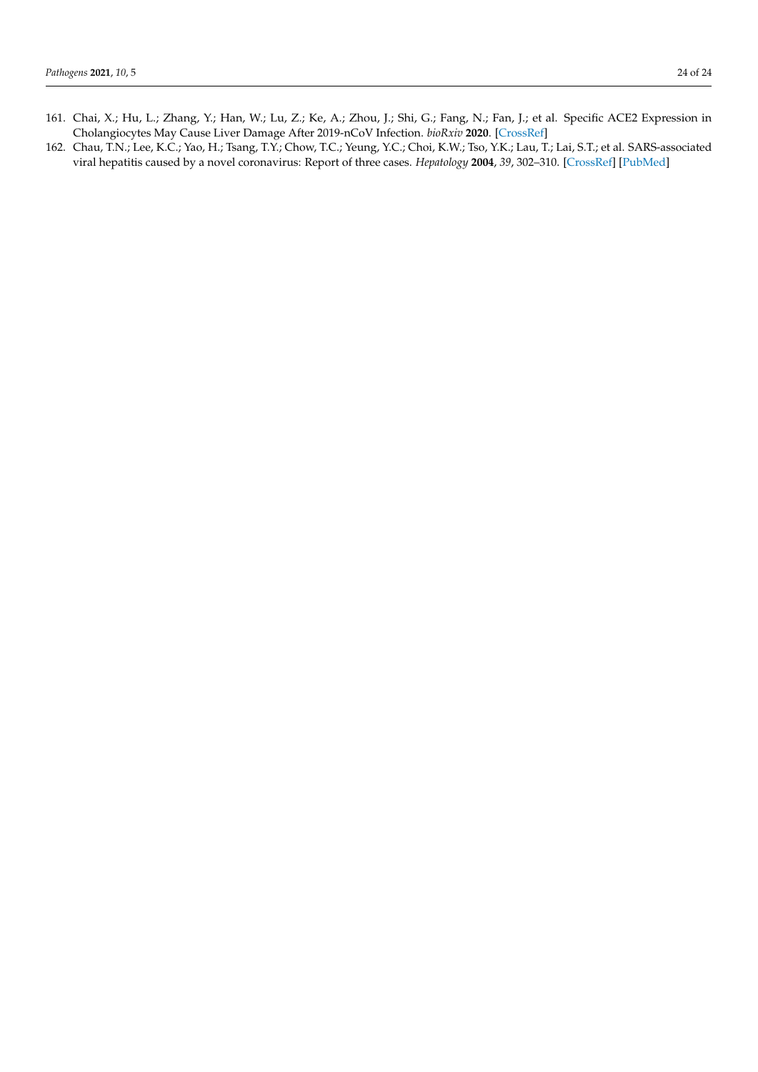161. Chai, X.; Hu, L.; Zhang, Y.; Han, W.; Lu, Z.; Ke, A.; Zhou, J.; Shi, G.; Fang, N.; Fan, J.; et al. Specific ACE2 Expression in Cholangiocytes May Cause Liver Damage After 2019-nCoV Infection. *bioRxiv* **2020**. [CrossRef]
162. Chau, T.N.; Lee, K.C.; Yao, H.; Tsang, T.Y.; Chow, T.C.; Yeung, Y.C.; Choi, K.W.; Tso, Y.K.; Lau, T.; Lai, S.T.; et al. SARS-associated viral hepatitis caused by a novel coronavirus: Report of three cases. *Hepatology* **2004**, *39*, 302–310. [CrossRef] [PubMed]